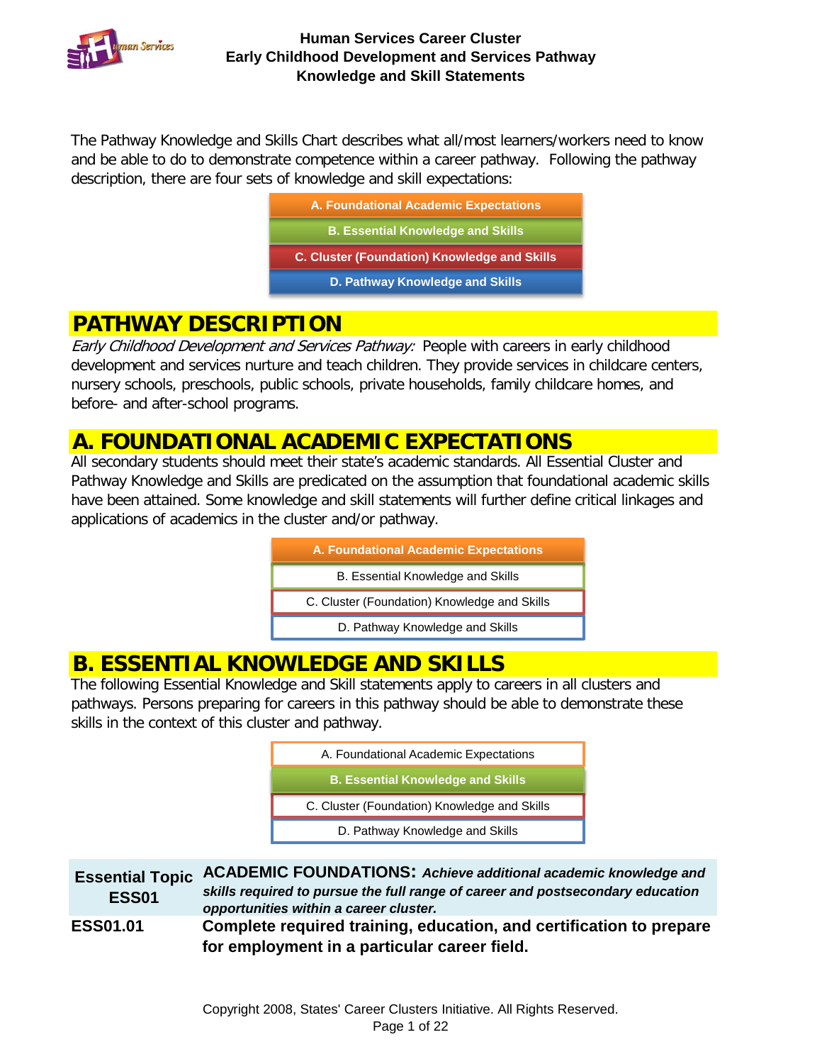# Human Services Career Cluster
# Early Childhood Development and Services Pathway
# Knowledge and Skill Statements

The Pathway Knowledge and Skills Chart describes what all/most learners/workers need to know and be able to do to demonstrate competence within a career pathway. Following the pathway description, there are four sets of knowledge and skill expectations:

- **A. Foundational Academic Expectations**
- **B. Essential Knowledge and Skills**
- **C. Cluster (Foundation) Knowledge and Skills**
- **D. Pathway Knowledge and Skills**

## PATHWAY DESCRIPTION

*Early Childhood Development and Services Pathway:* People with careers in early childhood development and services nurture and teach children. They provide services in childcare centers, nursery schools, preschools, public schools, private households, family childcare homes, and before- and after-school programs.

## A. FOUNDATIONAL ACADEMIC EXPECTATIONS

All secondary students should meet their state's academic standards. All Essential Cluster and Pathway Knowledge and Skills are predicated on the assumption that foundational academic skills have been attained. Some knowledge and skill statements will further define critical linkages and applications of academics in the cluster and/or pathway.

- **A. Foundational Academic Expectations**
- B. Essential Knowledge and Skills
- C. Cluster (Foundation) Knowledge and Skills
- D. Pathway Knowledge and Skills

## B. ESSENTIAL KNOWLEDGE AND SKILLS

The following Essential Knowledge and Skill statements apply to careers in all clusters and pathways. Persons preparing for careers in this pathway should be able to demonstrate these skills in the context of this cluster and pathway.

- A. Foundational Academic Expectations
- **B. Essential Knowledge and Skills**
- C. Cluster (Foundation) Knowledge and Skills
- D. Pathway Knowledge and Skills

| Essential Topic ESS01 | **ACADEMIC FOUNDATIONS:** ***Achieve additional academic knowledge and skills required to pursue the full range of career and postsecondary education opportunities within a career cluster.*** |
|---|---|
| **ESS01.01** | **Complete required training, education, and certification to prepare for employment in a particular career field.** |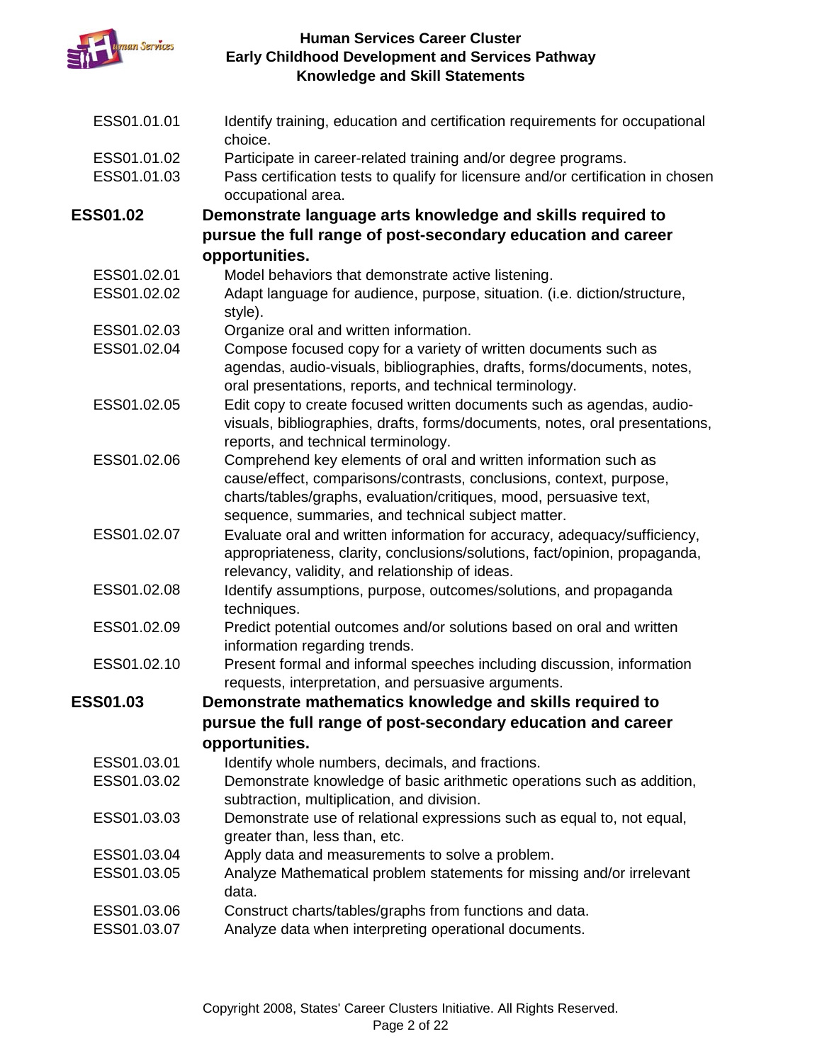| | |
|---|---|
| ESS01.01.01 | Identify training, education and certification requirements for occupational choice. |
| ESS01.01.02 | Participate in career-related training and/or degree programs. |
| ESS01.01.03 | Pass certification tests to qualify for licensure and/or certification in chosen occupational area. |
| **ESS01.02** | **Demonstrate language arts knowledge and skills required to pursue the full range of post-secondary education and career opportunities.** |
| ESS01.02.01 | Model behaviors that demonstrate active listening. |
| ESS01.02.02 | Adapt language for audience, purpose, situation. (i.e. diction/structure, style). |
| ESS01.02.03 | Organize oral and written information. |
| ESS01.02.04 | Compose focused copy for a variety of written documents such as agendas, audio-visuals, bibliographies, drafts, forms/documents, notes, oral presentations, reports, and technical terminology. |
| ESS01.02.05 | Edit copy to create focused written documents such as agendas, audio-visuals, bibliographies, drafts, forms/documents, notes, oral presentations, reports, and technical terminology. |
| ESS01.02.06 | Comprehend key elements of oral and written information such as cause/effect, comparisons/contrasts, conclusions, context, purpose, charts/tables/graphs, evaluation/critiques, mood, persuasive text, sequence, summaries, and technical subject matter. |
| ESS01.02.07 | Evaluate oral and written information for accuracy, adequacy/sufficiency, appropriateness, clarity, conclusions/solutions, fact/opinion, propaganda, relevancy, validity, and relationship of ideas. |
| ESS01.02.08 | Identify assumptions, purpose, outcomes/solutions, and propaganda techniques. |
| ESS01.02.09 | Predict potential outcomes and/or solutions based on oral and written information regarding trends. |
| ESS01.02.10 | Present formal and informal speeches including discussion, information requests, interpretation, and persuasive arguments. |
| **ESS01.03** | **Demonstrate mathematics knowledge and skills required to pursue the full range of post-secondary education and career opportunities.** |
| ESS01.03.01 | Identify whole numbers, decimals, and fractions. |
| ESS01.03.02 | Demonstrate knowledge of basic arithmetic operations such as addition, subtraction, multiplication, and division. |
| ESS01.03.03 | Demonstrate use of relational expressions such as equal to, not equal, greater than, less than, etc. |
| ESS01.03.04 | Apply data and measurements to solve a problem. |
| ESS01.03.05 | Analyze Mathematical problem statements for missing and/or irrelevant data. |
| ESS01.03.06 | Construct charts/tables/graphs from functions and data. |
| ESS01.03.07 | Analyze data when interpreting operational documents. |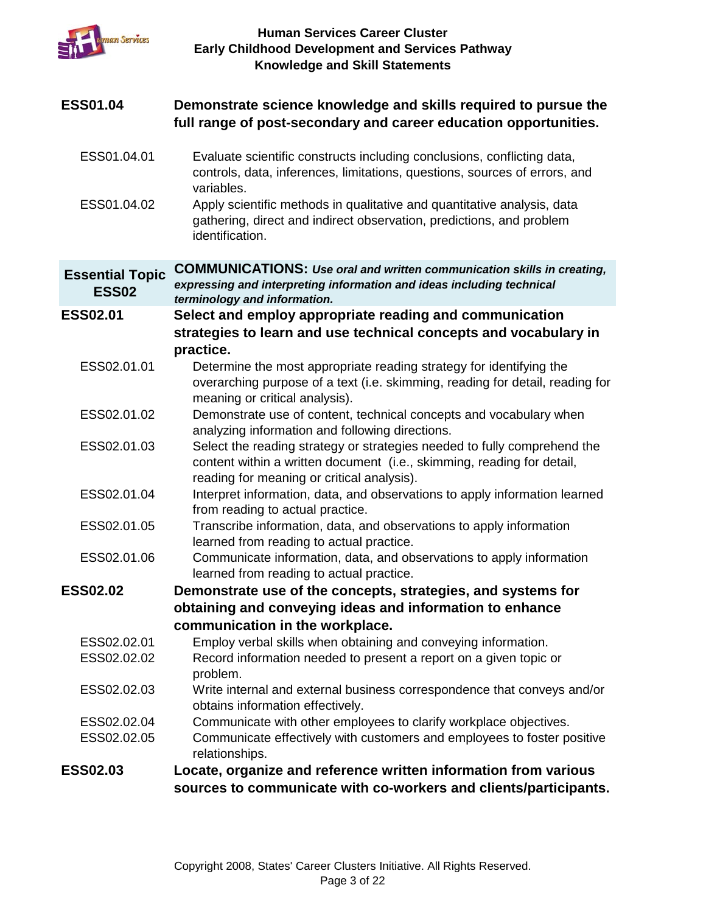**ESS01.04** **Demonstrate science knowledge and skills required to pursue the full range of post-secondary and career education opportunities.**

ESS01.04.01 Evaluate scientific constructs including conclusions, conflicting data, controls, data, inferences, limitations, questions, sources of errors, and variables.

ESS01.04.02 Apply scientific methods in qualitative and quantitative analysis, data gathering, direct and indirect observation, predictions, and problem identification.

## Essential Topic ESS02

**COMMUNICATIONS:** ***Use oral and written communication skills in creating, expressing and interpreting information and ideas including technical terminology and information.***

**ESS02.01** **Select and employ appropriate reading and communication strategies to learn and use technical concepts and vocabulary in practice.**

ESS02.01.01 Determine the most appropriate reading strategy for identifying the overarching purpose of a text (i.e. skimming, reading for detail, reading for meaning or critical analysis).

ESS02.01.02 Demonstrate use of content, technical concepts and vocabulary when analyzing information and following directions.

ESS02.01.03 Select the reading strategy or strategies needed to fully comprehend the content within a written document (i.e., skimming, reading for detail, reading for meaning or critical analysis).

ESS02.01.04 Interpret information, data, and observations to apply information learned from reading to actual practice.

ESS02.01.05 Transcribe information, data, and observations to apply information learned from reading to actual practice.

ESS02.01.06 Communicate information, data, and observations to apply information learned from reading to actual practice.

**ESS02.02** **Demonstrate use of the concepts, strategies, and systems for obtaining and conveying ideas and information to enhance communication in the workplace.**

ESS02.02.01 Employ verbal skills when obtaining and conveying information.

ESS02.02.02 Record information needed to present a report on a given topic or problem.

ESS02.02.03 Write internal and external business correspondence that conveys and/or obtains information effectively.

ESS02.02.04 Communicate with other employees to clarify workplace objectives.

ESS02.02.05 Communicate effectively with customers and employees to foster positive relationships.

**ESS02.03** **Locate, organize and reference written information from various sources to communicate with co-workers and clients/participants.**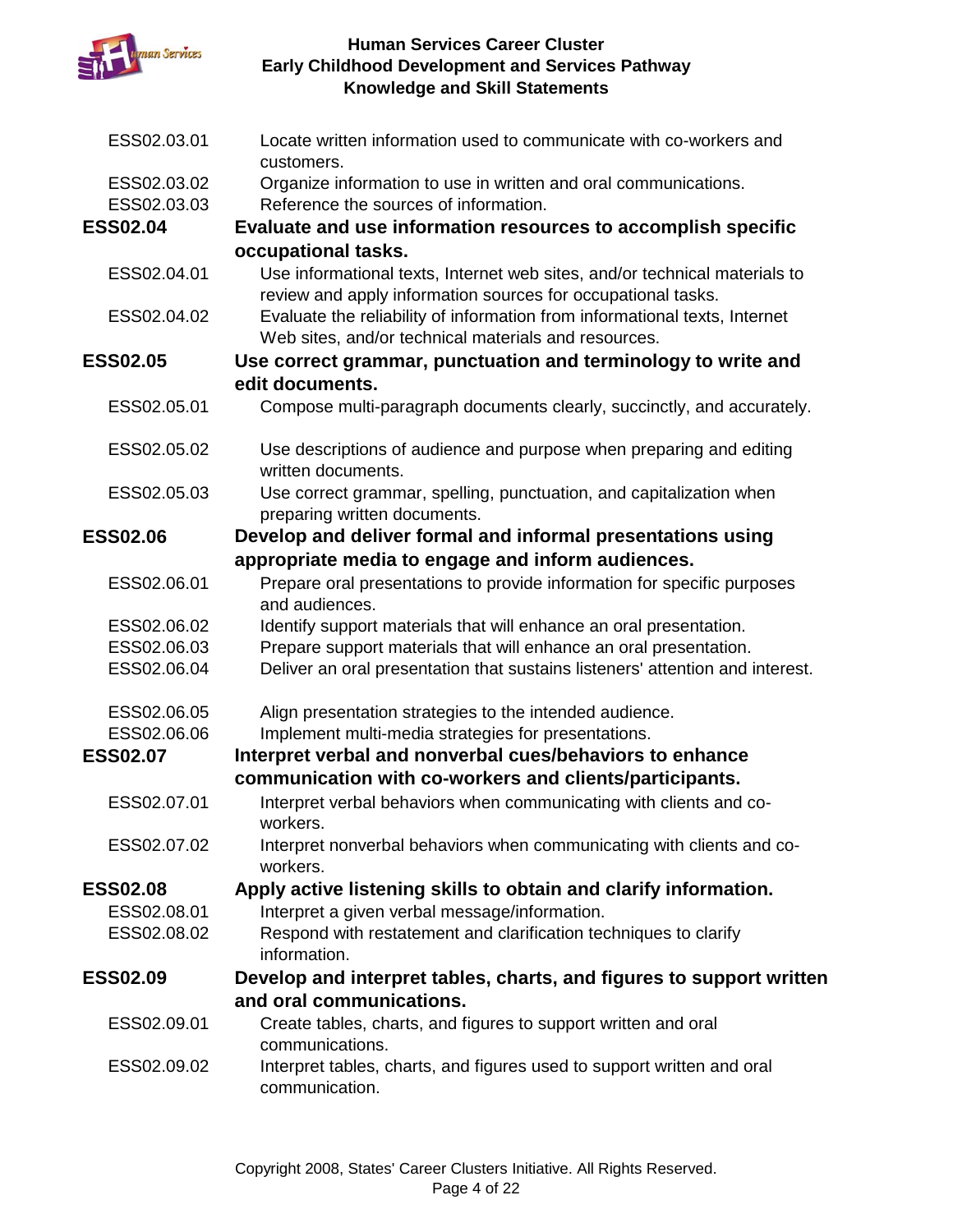| | |
|---|---|
| ESS02.03.01 | Locate written information used to communicate with co-workers and customers. |
| ESS02.03.02 | Organize information to use in written and oral communications. |
| ESS02.03.03 | Reference the sources of information. |
| **ESS02.04** | **Evaluate and use information resources to accomplish specific occupational tasks.** |
| ESS02.04.01 | Use informational texts, Internet web sites, and/or technical materials to review and apply information sources for occupational tasks. |
| ESS02.04.02 | Evaluate the reliability of information from informational texts, Internet Web sites, and/or technical materials and resources. |
| **ESS02.05** | **Use correct grammar, punctuation and terminology to write and edit documents.** |
| ESS02.05.01 | Compose multi-paragraph documents clearly, succinctly, and accurately. |
| ESS02.05.02 | Use descriptions of audience and purpose when preparing and editing written documents. |
| ESS02.05.03 | Use correct grammar, spelling, punctuation, and capitalization when preparing written documents. |
| **ESS02.06** | **Develop and deliver formal and informal presentations using appropriate media to engage and inform audiences.** |
| ESS02.06.01 | Prepare oral presentations to provide information for specific purposes and audiences. |
| ESS02.06.02 | Identify support materials that will enhance an oral presentation. |
| ESS02.06.03 | Prepare support materials that will enhance an oral presentation. |
| ESS02.06.04 | Deliver an oral presentation that sustains listeners' attention and interest. |
| ESS02.06.05 | Align presentation strategies to the intended audience. |
| ESS02.06.06 | Implement multi-media strategies for presentations. |
| **ESS02.07** | **Interpret verbal and nonverbal cues/behaviors to enhance communication with co-workers and clients/participants.** |
| ESS02.07.01 | Interpret verbal behaviors when communicating with clients and co-workers. |
| ESS02.07.02 | Interpret nonverbal behaviors when communicating with clients and co-workers. |
| **ESS02.08** | **Apply active listening skills to obtain and clarify information.** |
| ESS02.08.01 | Interpret a given verbal message/information. |
| ESS02.08.02 | Respond with restatement and clarification techniques to clarify information. |
| **ESS02.09** | **Develop and interpret tables, charts, and figures to support written and oral communications.** |
| ESS02.09.01 | Create tables, charts, and figures to support written and oral communications. |
| ESS02.09.02 | Interpret tables, charts, and figures used to support written and oral communication. |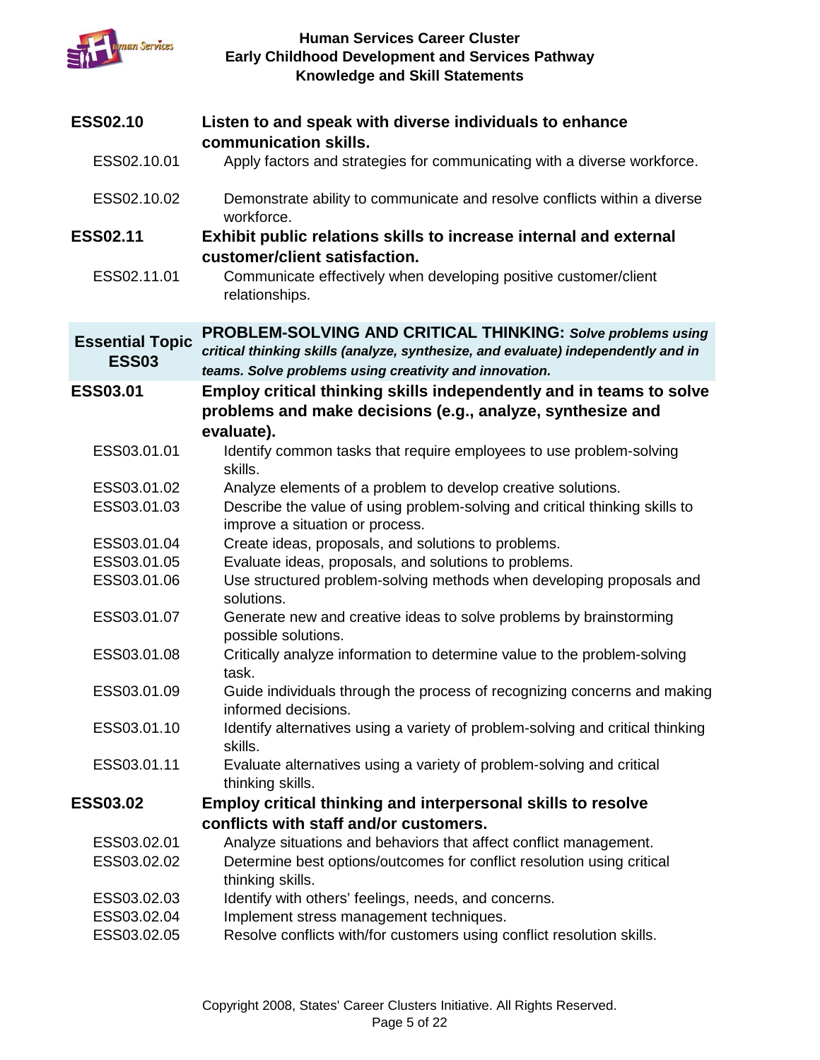| | |
|---|---|
| **ESS02.10** | **Listen to and speak with diverse individuals to enhance communication skills.** |
| ESS02.10.01 | Apply factors and strategies for communicating with a diverse workforce. |
| ESS02.10.02 | Demonstrate ability to communicate and resolve conflicts within a diverse workforce. |
| **ESS02.11** | **Exhibit public relations skills to increase internal and external customer/client satisfaction.** |
| ESS02.11.01 | Communicate effectively when developing positive customer/client relationships. |
| **Essential Topic ESS03** | **PROBLEM-SOLVING AND CRITICAL THINKING:** ***Solve problems using critical thinking skills (analyze, synthesize, and evaluate) independently and in teams. Solve problems using creativity and innovation.*** |
| **ESS03.01** | **Employ critical thinking skills independently and in teams to solve problems and make decisions (e.g., analyze, synthesize and evaluate).** |
| ESS03.01.01 | Identify common tasks that require employees to use problem-solving skills. |
| ESS03.01.02 | Analyze elements of a problem to develop creative solutions. |
| ESS03.01.03 | Describe the value of using problem-solving and critical thinking skills to improve a situation or process. |
| ESS03.01.04 | Create ideas, proposals, and solutions to problems. |
| ESS03.01.05 | Evaluate ideas, proposals, and solutions to problems. |
| ESS03.01.06 | Use structured problem-solving methods when developing proposals and solutions. |
| ESS03.01.07 | Generate new and creative ideas to solve problems by brainstorming possible solutions. |
| ESS03.01.08 | Critically analyze information to determine value to the problem-solving task. |
| ESS03.01.09 | Guide individuals through the process of recognizing concerns and making informed decisions. |
| ESS03.01.10 | Identify alternatives using a variety of problem-solving and critical thinking skills. |
| ESS03.01.11 | Evaluate alternatives using a variety of problem-solving and critical thinking skills. |
| **ESS03.02** | **Employ critical thinking and interpersonal skills to resolve conflicts with staff and/or customers.** |
| ESS03.02.01 | Analyze situations and behaviors that affect conflict management. |
| ESS03.02.02 | Determine best options/outcomes for conflict resolution using critical thinking skills. |
| ESS03.02.03 | Identify with others' feelings, needs, and concerns. |
| ESS03.02.04 | Implement stress management techniques. |
| ESS03.02.05 | Resolve conflicts with/for customers using conflict resolution skills. |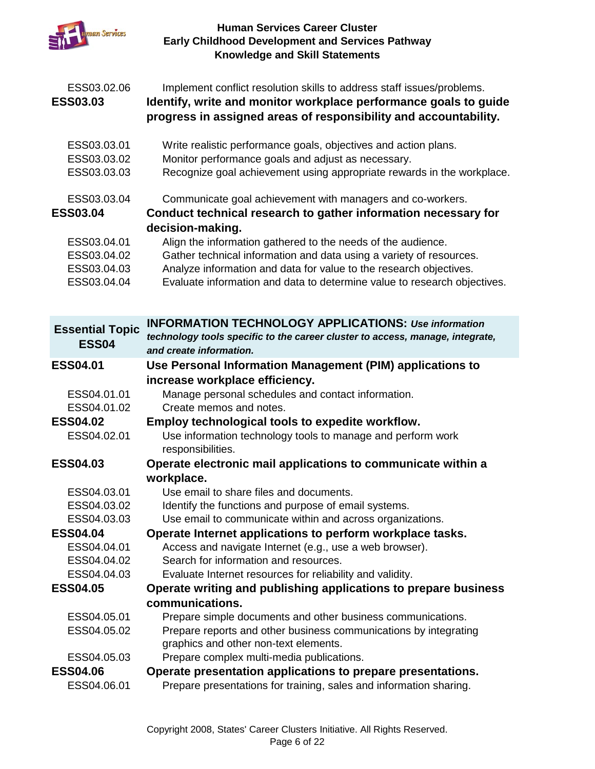| | |
|---|---|
| ESS03.02.06 | Implement conflict resolution skills to address staff issues/problems. |
| **ESS03.03** | **Identify, write and monitor workplace performance goals to guide progress in assigned areas of responsibility and accountability.** |
| ESS03.03.01 | Write realistic performance goals, objectives and action plans. |
| ESS03.03.02 | Monitor performance goals and adjust as necessary. |
| ESS03.03.03 | Recognize goal achievement using appropriate rewards in the workplace. |
| ESS03.03.04 | Communicate goal achievement with managers and co-workers. |
| **ESS03.04** | **Conduct technical research to gather information necessary for decision-making.** |
| ESS03.04.01 | Align the information gathered to the needs of the audience. |
| ESS03.04.02 | Gather technical information and data using a variety of resources. |
| ESS03.04.03 | Analyze information and data for value to the research objectives. |
| ESS03.04.04 | Evaluate information and data to determine value to research objectives. |

| **Essential Topic ESS04** | **INFORMATION TECHNOLOGY APPLICATIONS:** ***Use information technology tools specific to the career cluster to access, manage, integrate, and create information.*** |
|---|---|
| **ESS04.01** | **Use Personal Information Management (PIM) applications to increase workplace efficiency.** |
| ESS04.01.01 | Manage personal schedules and contact information. |
| ESS04.01.02 | Create memos and notes. |
| **ESS04.02** | **Employ technological tools to expedite workflow.** |
| ESS04.02.01 | Use information technology tools to manage and perform work responsibilities. |
| **ESS04.03** | **Operate electronic mail applications to communicate within a workplace.** |
| ESS04.03.01 | Use email to share files and documents. |
| ESS04.03.02 | Identify the functions and purpose of email systems. |
| ESS04.03.03 | Use email to communicate within and across organizations. |
| **ESS04.04** | **Operate Internet applications to perform workplace tasks.** |
| ESS04.04.01 | Access and navigate Internet (e.g., use a web browser). |
| ESS04.04.02 | Search for information and resources. |
| ESS04.04.03 | Evaluate Internet resources for reliability and validity. |
| **ESS04.05** | **Operate writing and publishing applications to prepare business communications.** |
| ESS04.05.01 | Prepare simple documents and other business communications. |
| ESS04.05.02 | Prepare reports and other business communications by integrating graphics and other non-text elements. |
| ESS04.05.03 | Prepare complex multi-media publications. |
| **ESS04.06** | **Operate presentation applications to prepare presentations.** |
| ESS04.06.01 | Prepare presentations for training, sales and information sharing. |

Copyright 2008, States' Career Clusters Initiative. All Rights Reserved.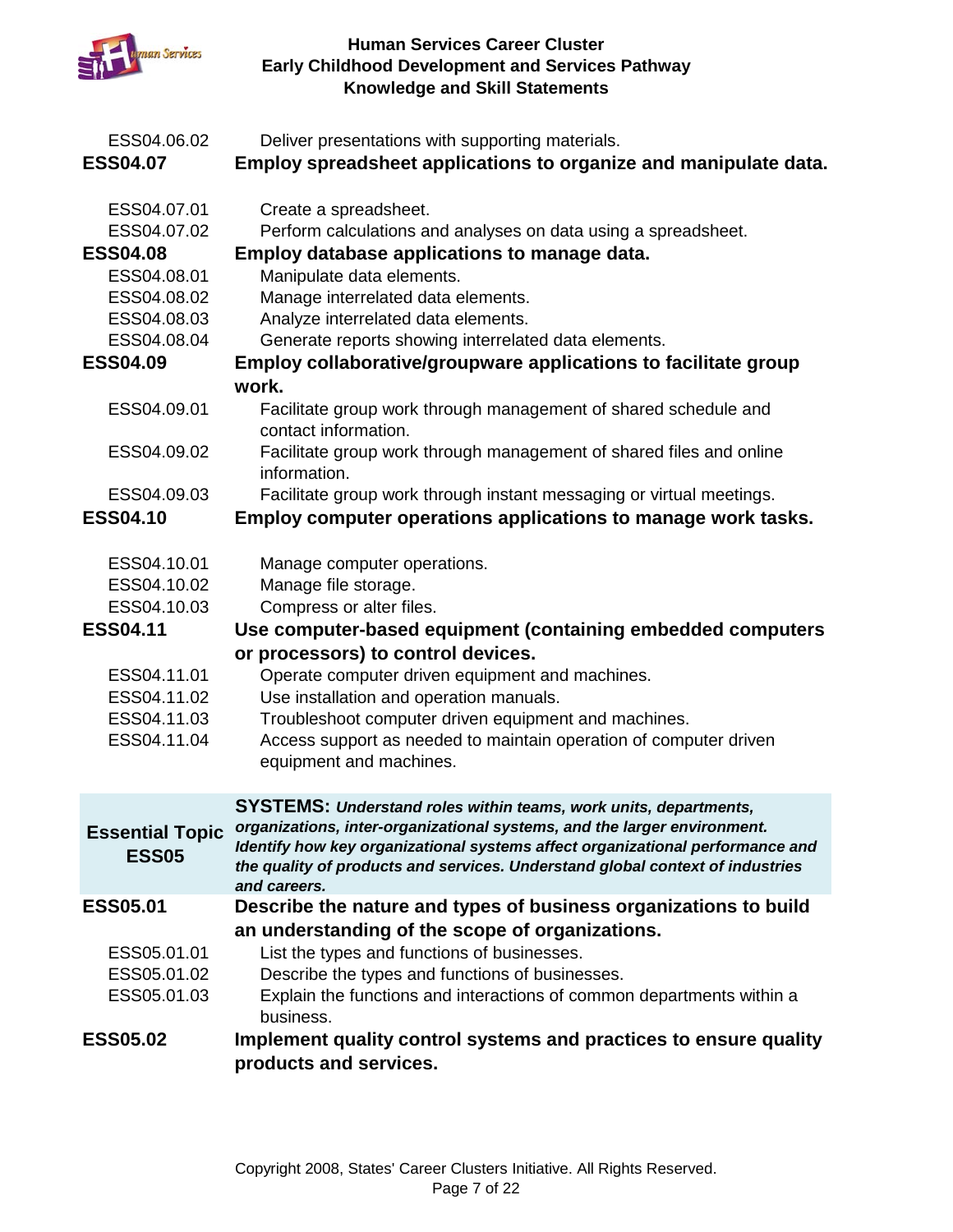ESS04.06.02 Deliver presentations with supporting materials.

**ESS04.07 Employ spreadsheet applications to organize and manipulate data.**

ESS04.07.01 Create a spreadsheet.
ESS04.07.02 Perform calculations and analyses on data using a spreadsheet.

**ESS04.08 Employ database applications to manage data.**

ESS04.08.01 Manipulate data elements.
ESS04.08.02 Manage interrelated data elements.
ESS04.08.03 Analyze interrelated data elements.
ESS04.08.04 Generate reports showing interrelated data elements.

**ESS04.09 Employ collaborative/groupware applications to facilitate group work.**

ESS04.09.01 Facilitate group work through management of shared schedule and contact information.
ESS04.09.02 Facilitate group work through management of shared files and online information.
ESS04.09.03 Facilitate group work through instant messaging or virtual meetings.

**ESS04.10 Employ computer operations applications to manage work tasks.**

ESS04.10.01 Manage computer operations.
ESS04.10.02 Manage file storage.
ESS04.10.03 Compress or alter files.

**ESS04.11 Use computer-based equipment (containing embedded computers or processors) to control devices.**

ESS04.11.01 Operate computer driven equipment and machines.
ESS04.11.02 Use installation and operation manuals.
ESS04.11.03 Troubleshoot computer driven equipment and machines.
ESS04.11.04 Access support as needed to maintain operation of computer driven equipment and machines.

## Essential Topic ESS05

**SYSTEMS:** ***Understand roles within teams, work units, departments, organizations, inter-organizational systems, and the larger environment. Identify how key organizational systems affect organizational performance and the quality of products and services. Understand global context of industries and careers.***

**ESS05.01 Describe the nature and types of business organizations to build an understanding of the scope of organizations.**

ESS05.01.01 List the types and functions of businesses.
ESS05.01.02 Describe the types and functions of businesses.
ESS05.01.03 Explain the functions and interactions of common departments within a business.

**ESS05.02 Implement quality control systems and practices to ensure quality products and services.**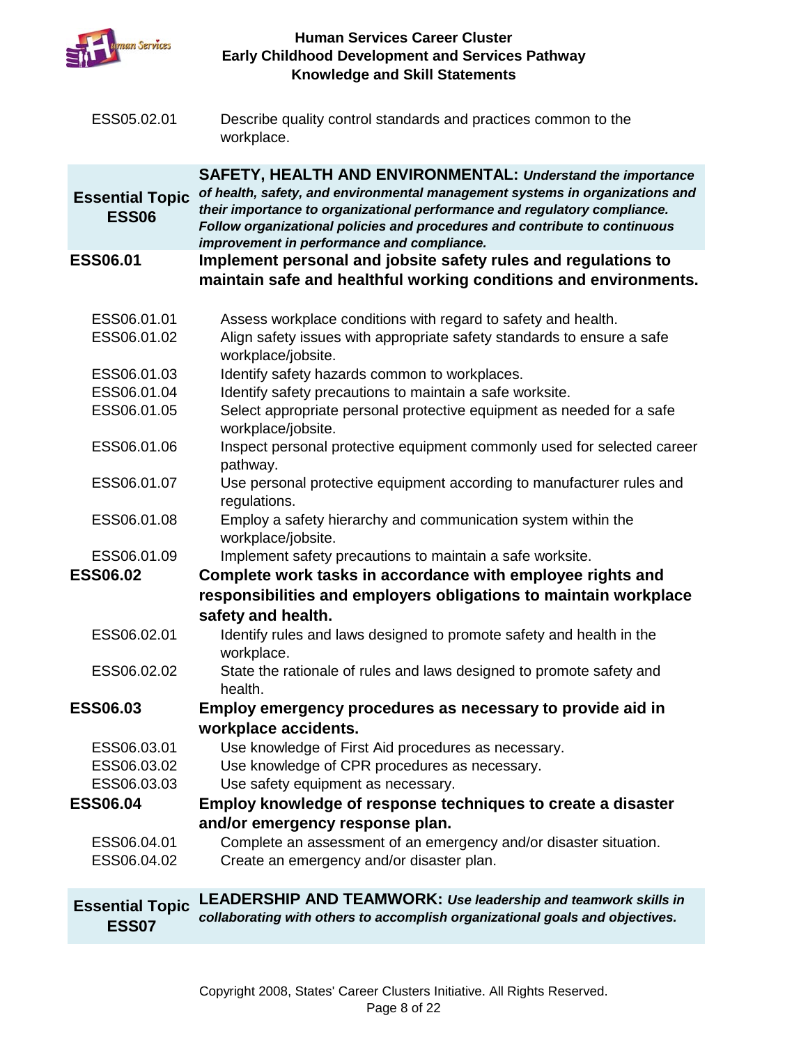ESS05.02.01 Describe quality control standards and practices common to the workplace.

## Essential Topic ESS06

**SAFETY, HEALTH AND ENVIRONMENTAL:** ***Understand the importance of health, safety, and environmental management systems in organizations and their importance to organizational performance and regulatory compliance. Follow organizational policies and procedures and contribute to continuous improvement in performance and compliance.***

### ESS06.01 Implement personal and jobsite safety rules and regulations to maintain safe and healthful working conditions and environments.

ESS06.01.01 Assess workplace conditions with regard to safety and health.

ESS06.01.02 Align safety issues with appropriate safety standards to ensure a safe workplace/jobsite.

ESS06.01.03 Identify safety hazards common to workplaces.

ESS06.01.04 Identify safety precautions to maintain a safe worksite.

ESS06.01.05 Select appropriate personal protective equipment as needed for a safe workplace/jobsite.

ESS06.01.06 Inspect personal protective equipment commonly used for selected career pathway.

ESS06.01.07 Use personal protective equipment according to manufacturer rules and regulations.

ESS06.01.08 Employ a safety hierarchy and communication system within the workplace/jobsite.

ESS06.01.09 Implement safety precautions to maintain a safe worksite.

### ESS06.02 Complete work tasks in accordance with employee rights and responsibilities and employers obligations to maintain workplace safety and health.

ESS06.02.01 Identify rules and laws designed to promote safety and health in the workplace.

ESS06.02.02 State the rationale of rules and laws designed to promote safety and health.

### ESS06.03 Employ emergency procedures as necessary to provide aid in workplace accidents.

ESS06.03.01 Use knowledge of First Aid procedures as necessary.

ESS06.03.02 Use knowledge of CPR procedures as necessary.

ESS06.03.03 Use safety equipment as necessary.

### ESS06.04 Employ knowledge of response techniques to create a disaster and/or emergency response plan.

ESS06.04.01 Complete an assessment of an emergency and/or disaster situation.

ESS06.04.02 Create an emergency and/or disaster plan.

## Essential Topic ESS07

**LEADERSHIP AND TEAMWORK:** ***Use leadership and teamwork skills in collaborating with others to accomplish organizational goals and objectives.***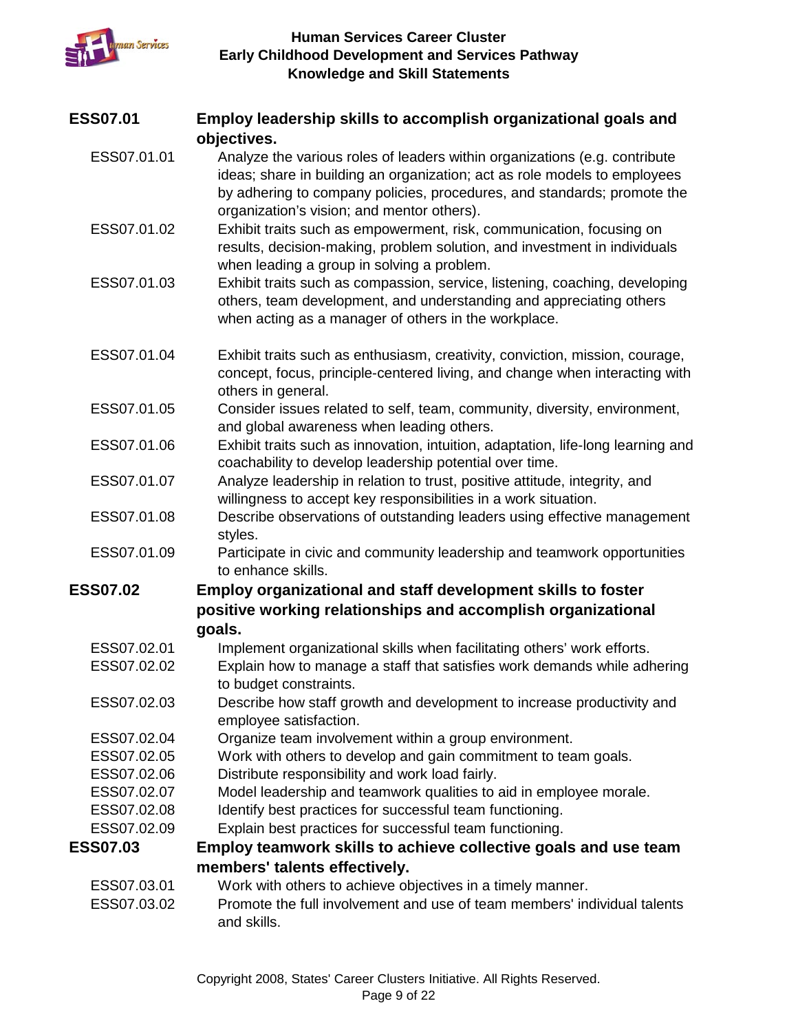| | |
|---|---|
| **ESS07.01** | **Employ leadership skills to accomplish organizational goals and objectives.** |
| ESS07.01.01 | Analyze the various roles of leaders within organizations (e.g. contribute ideas; share in building an organization; act as role models to employees by adhering to company policies, procedures, and standards; promote the organization's vision; and mentor others). |
| ESS07.01.02 | Exhibit traits such as empowerment, risk, communication, focusing on results, decision-making, problem solution, and investment in individuals when leading a group in solving a problem. |
| ESS07.01.03 | Exhibit traits such as compassion, service, listening, coaching, developing others, team development, and understanding and appreciating others when acting as a manager of others in the workplace. |
| ESS07.01.04 | Exhibit traits such as enthusiasm, creativity, conviction, mission, courage, concept, focus, principle-centered living, and change when interacting with others in general. |
| ESS07.01.05 | Consider issues related to self, team, community, diversity, environment, and global awareness when leading others. |
| ESS07.01.06 | Exhibit traits such as innovation, intuition, adaptation, life-long learning and coachability to develop leadership potential over time. |
| ESS07.01.07 | Analyze leadership in relation to trust, positive attitude, integrity, and willingness to accept key responsibilities in a work situation. |
| ESS07.01.08 | Describe observations of outstanding leaders using effective management styles. |
| ESS07.01.09 | Participate in civic and community leadership and teamwork opportunities to enhance skills. |
| **ESS07.02** | **Employ organizational and staff development skills to foster positive working relationships and accomplish organizational goals.** |
| ESS07.02.01 | Implement organizational skills when facilitating others' work efforts. |
| ESS07.02.02 | Explain how to manage a staff that satisfies work demands while adhering to budget constraints. |
| ESS07.02.03 | Describe how staff growth and development to increase productivity and employee satisfaction. |
| ESS07.02.04 | Organize team involvement within a group environment. |
| ESS07.02.05 | Work with others to develop and gain commitment to team goals. |
| ESS07.02.06 | Distribute responsibility and work load fairly. |
| ESS07.02.07 | Model leadership and teamwork qualities to aid in employee morale. |
| ESS07.02.08 | Identify best practices for successful team functioning. |
| ESS07.02.09 | Explain best practices for successful team functioning. |
| **ESS07.03** | **Employ teamwork skills to achieve collective goals and use team members' talents effectively.** |
| ESS07.03.01 | Work with others to achieve objectives in a timely manner. |
| ESS07.03.02 | Promote the full involvement and use of team members' individual talents and skills. |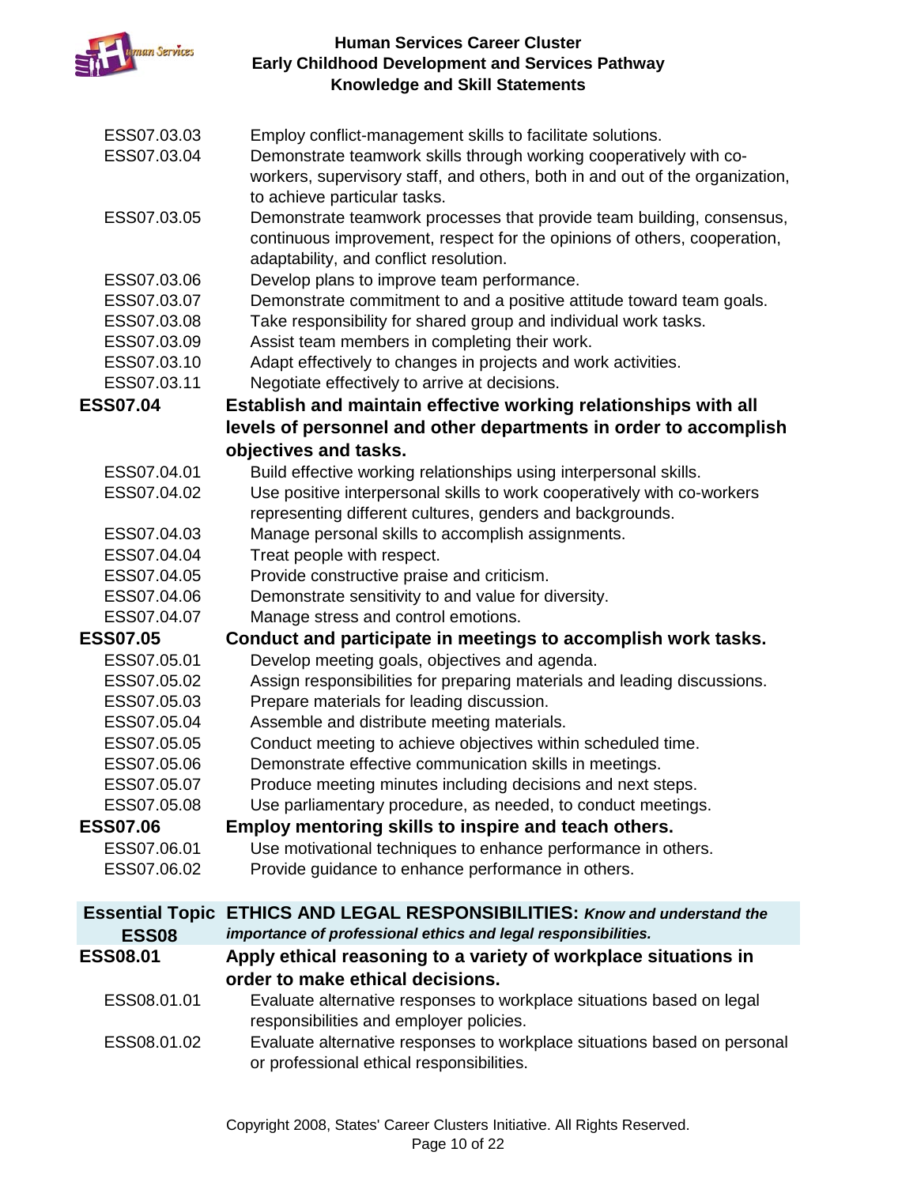| | |
|---|---|
| ESS07.03.03 | Employ conflict-management skills to facilitate solutions. |
| ESS07.03.04 | Demonstrate teamwork skills through working cooperatively with co-workers, supervisory staff, and others, both in and out of the organization, to achieve particular tasks. |
| ESS07.03.05 | Demonstrate teamwork processes that provide team building, consensus, continuous improvement, respect for the opinions of others, cooperation, adaptability, and conflict resolution. |
| ESS07.03.06 | Develop plans to improve team performance. |
| ESS07.03.07 | Demonstrate commitment to and a positive attitude toward team goals. |
| ESS07.03.08 | Take responsibility for shared group and individual work tasks. |
| ESS07.03.09 | Assist team members in completing their work. |
| ESS07.03.10 | Adapt effectively to changes in projects and work activities. |
| ESS07.03.11 | Negotiate effectively to arrive at decisions. |
| **ESS07.04** | **Establish and maintain effective working relationships with all levels of personnel and other departments in order to accomplish objectives and tasks.** |
| ESS07.04.01 | Build effective working relationships using interpersonal skills. |
| ESS07.04.02 | Use positive interpersonal skills to work cooperatively with co-workers representing different cultures, genders and backgrounds. |
| ESS07.04.03 | Manage personal skills to accomplish assignments. |
| ESS07.04.04 | Treat people with respect. |
| ESS07.04.05 | Provide constructive praise and criticism. |
| ESS07.04.06 | Demonstrate sensitivity to and value for diversity. |
| ESS07.04.07 | Manage stress and control emotions. |
| **ESS07.05** | **Conduct and participate in meetings to accomplish work tasks.** |
| ESS07.05.01 | Develop meeting goals, objectives and agenda. |
| ESS07.05.02 | Assign responsibilities for preparing materials and leading discussions. |
| ESS07.05.03 | Prepare materials for leading discussion. |
| ESS07.05.04 | Assemble and distribute meeting materials. |
| ESS07.05.05 | Conduct meeting to achieve objectives within scheduled time. |
| ESS07.05.06 | Demonstrate effective communication skills in meetings. |
| ESS07.05.07 | Produce meeting minutes including decisions and next steps. |
| ESS07.05.08 | Use parliamentary procedure, as needed, to conduct meetings. |
| **ESS07.06** | **Employ mentoring skills to inspire and teach others.** |
| ESS07.06.01 | Use motivational techniques to enhance performance in others. |
| ESS07.06.02 | Provide guidance to enhance performance in others. |

| | |
|---|---|
| **Essential Topic ESS08** | **ETHICS AND LEGAL RESPONSIBILITIES:** ***Know and understand the importance of professional ethics and legal responsibilities.*** |
| **ESS08.01** | **Apply ethical reasoning to a variety of workplace situations in order to make ethical decisions.** |
| ESS08.01.01 | Evaluate alternative responses to workplace situations based on legal responsibilities and employer policies. |
| ESS08.01.02 | Evaluate alternative responses to workplace situations based on personal or professional ethical responsibilities. |

Copyright 2008, States' Career Clusters Initiative. All Rights Reserved.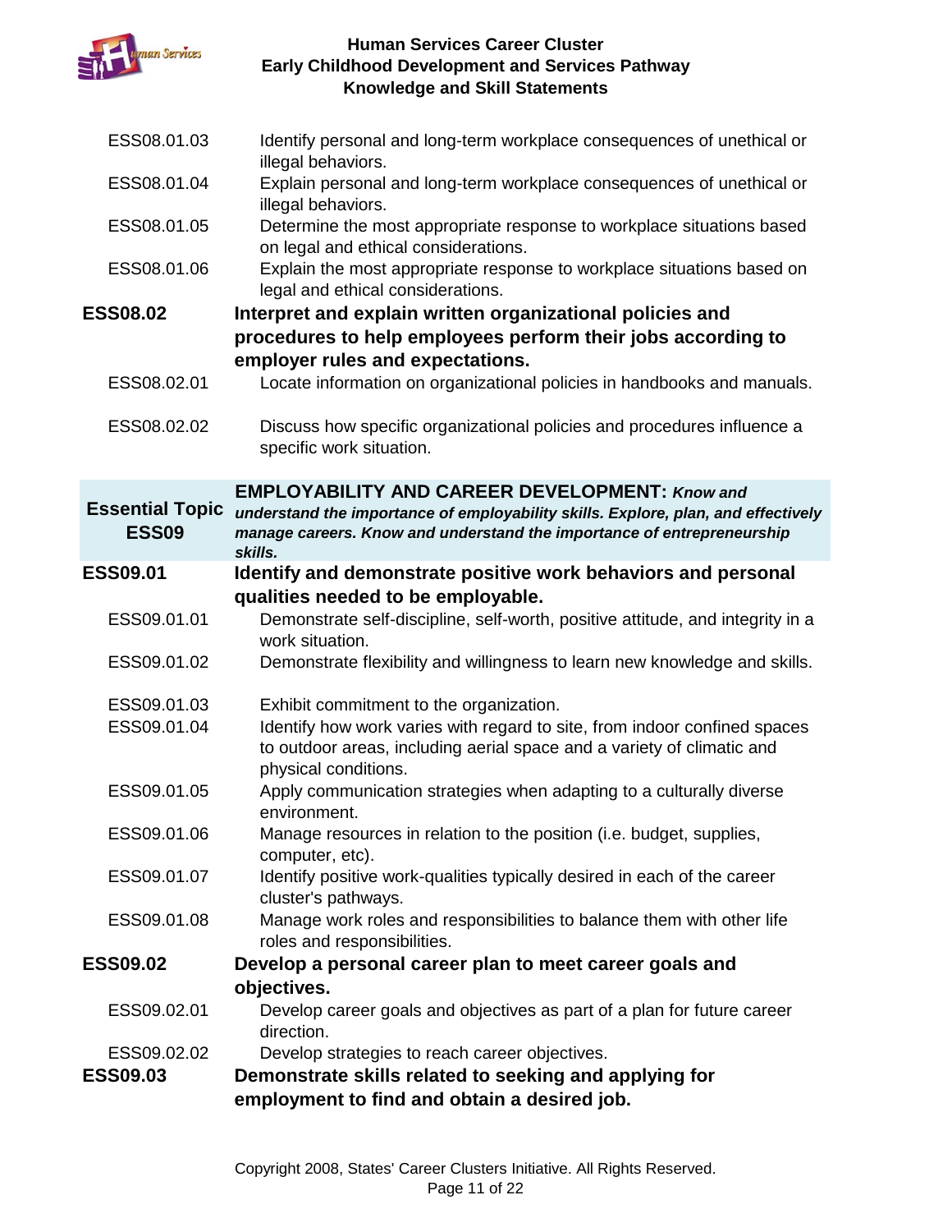ESS08.01.03 Identify personal and long-term workplace consequences of unethical or illegal behaviors.

ESS08.01.04 Explain personal and long-term workplace consequences of unethical or illegal behaviors.

ESS08.01.05 Determine the most appropriate response to workplace situations based on legal and ethical considerations.

ESS08.01.06 Explain the most appropriate response to workplace situations based on legal and ethical considerations.

**ESS08.02 Interpret and explain written organizational policies and procedures to help employees perform their jobs according to employer rules and expectations.**

ESS08.02.01 Locate information on organizational policies in handbooks and manuals.

ESS08.02.02 Discuss how specific organizational policies and procedures influence a specific work situation.

## Essential Topic ESS09 — EMPLOYABILITY AND CAREER DEVELOPMENT: *Know and understand the importance of employability skills. Explore, plan, and effectively manage careers. Know and understand the importance of entrepreneurship skills.*

**ESS09.01 Identify and demonstrate positive work behaviors and personal qualities needed to be employable.**

ESS09.01.01 Demonstrate self-discipline, self-worth, positive attitude, and integrity in a work situation.

ESS09.01.02 Demonstrate flexibility and willingness to learn new knowledge and skills.

ESS09.01.03 Exhibit commitment to the organization.

ESS09.01.04 Identify how work varies with regard to site, from indoor confined spaces to outdoor areas, including aerial space and a variety of climatic and physical conditions.

ESS09.01.05 Apply communication strategies when adapting to a culturally diverse environment.

ESS09.01.06 Manage resources in relation to the position (i.e. budget, supplies, computer, etc).

ESS09.01.07 Identify positive work-qualities typically desired in each of the career cluster's pathways.

ESS09.01.08 Manage work roles and responsibilities to balance them with other life roles and responsibilities.

**ESS09.02 Develop a personal career plan to meet career goals and objectives.**

ESS09.02.01 Develop career goals and objectives as part of a plan for future career direction.

ESS09.02.02 Develop strategies to reach career objectives.

**ESS09.03 Demonstrate skills related to seeking and applying for employment to find and obtain a desired job.**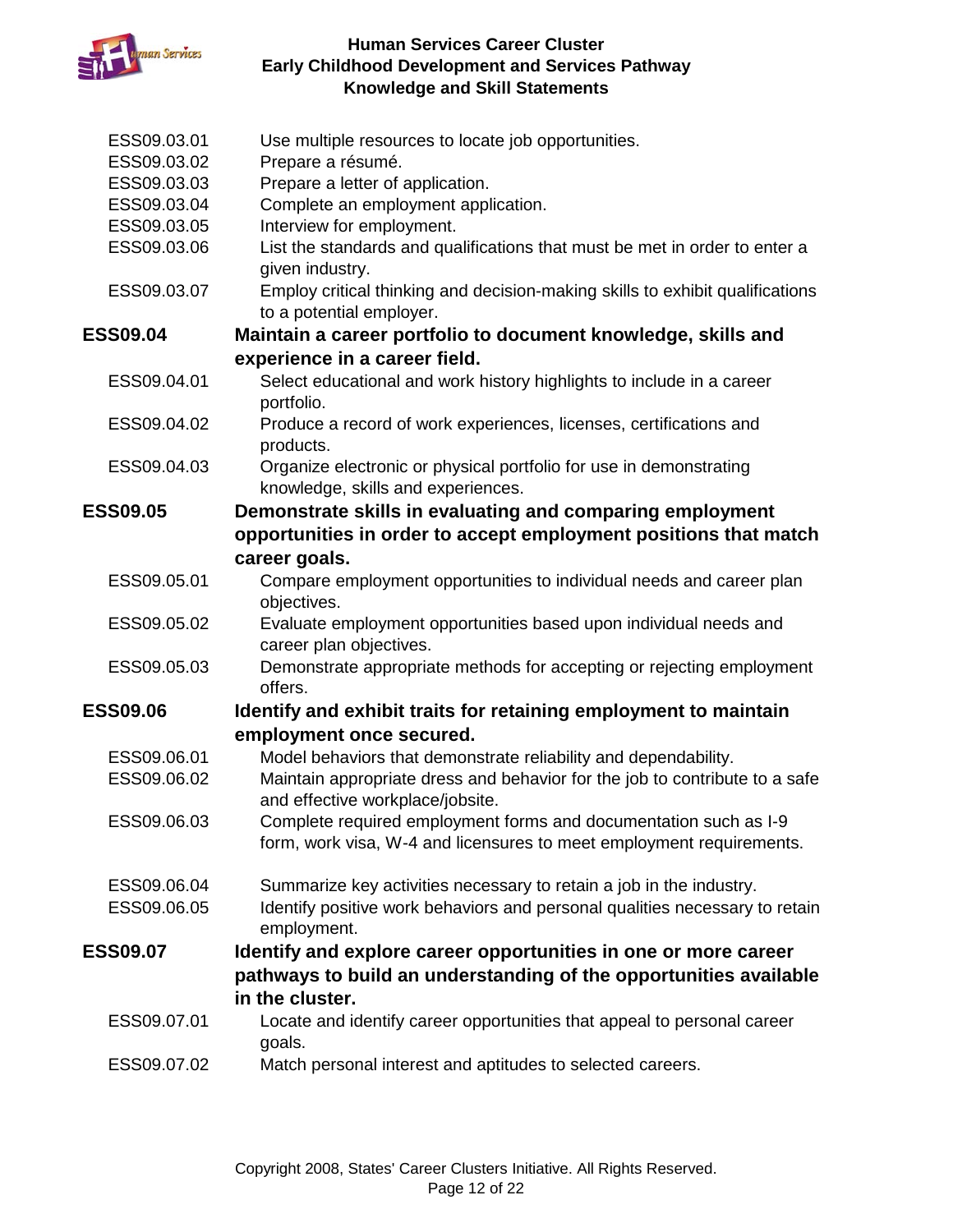ESS09.03.01 Use multiple resources to locate job opportunities.
ESS09.03.02 Prepare a résumé.
ESS09.03.03 Prepare a letter of application.
ESS09.03.04 Complete an employment application.
ESS09.03.05 Interview for employment.
ESS09.03.06 List the standards and qualifications that must be met in order to enter a given industry.
ESS09.03.07 Employ critical thinking and decision-making skills to exhibit qualifications to a potential employer.

**ESS09.04 Maintain a career portfolio to document knowledge, skills and experience in a career field.**

ESS09.04.01 Select educational and work history highlights to include in a career portfolio.
ESS09.04.02 Produce a record of work experiences, licenses, certifications and products.
ESS09.04.03 Organize electronic or physical portfolio for use in demonstrating knowledge, skills and experiences.

**ESS09.05 Demonstrate skills in evaluating and comparing employment opportunities in order to accept employment positions that match career goals.**

ESS09.05.01 Compare employment opportunities to individual needs and career plan objectives.
ESS09.05.02 Evaluate employment opportunities based upon individual needs and career plan objectives.
ESS09.05.03 Demonstrate appropriate methods for accepting or rejecting employment offers.

**ESS09.06 Identify and exhibit traits for retaining employment to maintain employment once secured.**

ESS09.06.01 Model behaviors that demonstrate reliability and dependability.
ESS09.06.02 Maintain appropriate dress and behavior for the job to contribute to a safe and effective workplace/jobsite.
ESS09.06.03 Complete required employment forms and documentation such as I-9 form, work visa, W-4 and licensures to meet employment requirements.
ESS09.06.04 Summarize key activities necessary to retain a job in the industry.
ESS09.06.05 Identify positive work behaviors and personal qualities necessary to retain employment.

**ESS09.07 Identify and explore career opportunities in one or more career pathways to build an understanding of the opportunities available in the cluster.**

ESS09.07.01 Locate and identify career opportunities that appeal to personal career goals.
ESS09.07.02 Match personal interest and aptitudes to selected careers.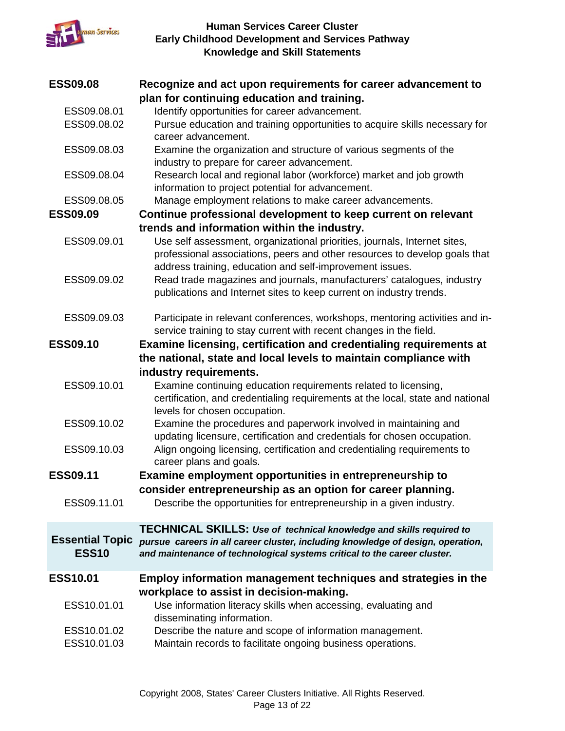**ESS09.08** **Recognize and act upon requirements for career advancement to plan for continuing education and training.**

- ESS09.08.01 Identify opportunities for career advancement.
- ESS09.08.02 Pursue education and training opportunities to acquire skills necessary for career advancement.
- ESS09.08.03 Examine the organization and structure of various segments of the industry to prepare for career advancement.
- ESS09.08.04 Research local and regional labor (workforce) market and job growth information to project potential for advancement.
- ESS09.08.05 Manage employment relations to make career advancements.

**ESS09.09** **Continue professional development to keep current on relevant trends and information within the industry.**

- ESS09.09.01 Use self assessment, organizational priorities, journals, Internet sites, professional associations, peers and other resources to develop goals that address training, education and self-improvement issues.
- ESS09.09.02 Read trade magazines and journals, manufacturers' catalogues, industry publications and Internet sites to keep current on industry trends.
- ESS09.09.03 Participate in relevant conferences, workshops, mentoring activities and in-service training to stay current with recent changes in the field.

**ESS09.10** **Examine licensing, certification and credentialing requirements at the national, state and local levels to maintain compliance with industry requirements.**

- ESS09.10.01 Examine continuing education requirements related to licensing, certification, and credentialing requirements at the local, state and national levels for chosen occupation.
- ESS09.10.02 Examine the procedures and paperwork involved in maintaining and updating licensure, certification and credentials for chosen occupation.
- ESS09.10.03 Align ongoing licensing, certification and credentialing requirements to career plans and goals.

**ESS09.11** **Examine employment opportunities in entrepreneurship to consider entrepreneurship as an option for career planning.**

- ESS09.11.01 Describe the opportunities for entrepreneurship in a given industry.

| Essential Topic ESS10 | **TECHNICAL SKILLS:** ***Use of technical knowledge and skills required to pursue careers in all career cluster, including knowledge of design, operation, and maintenance of technological systems critical to the career cluster.*** |
|---|---|

**ESS10.01** **Employ information management techniques and strategies in the workplace to assist in decision-making.**

- ESS10.01.01 Use information literacy skills when accessing, evaluating and disseminating information.
- ESS10.01.02 Describe the nature and scope of information management.
- ESS10.01.03 Maintain records to facilitate ongoing business operations.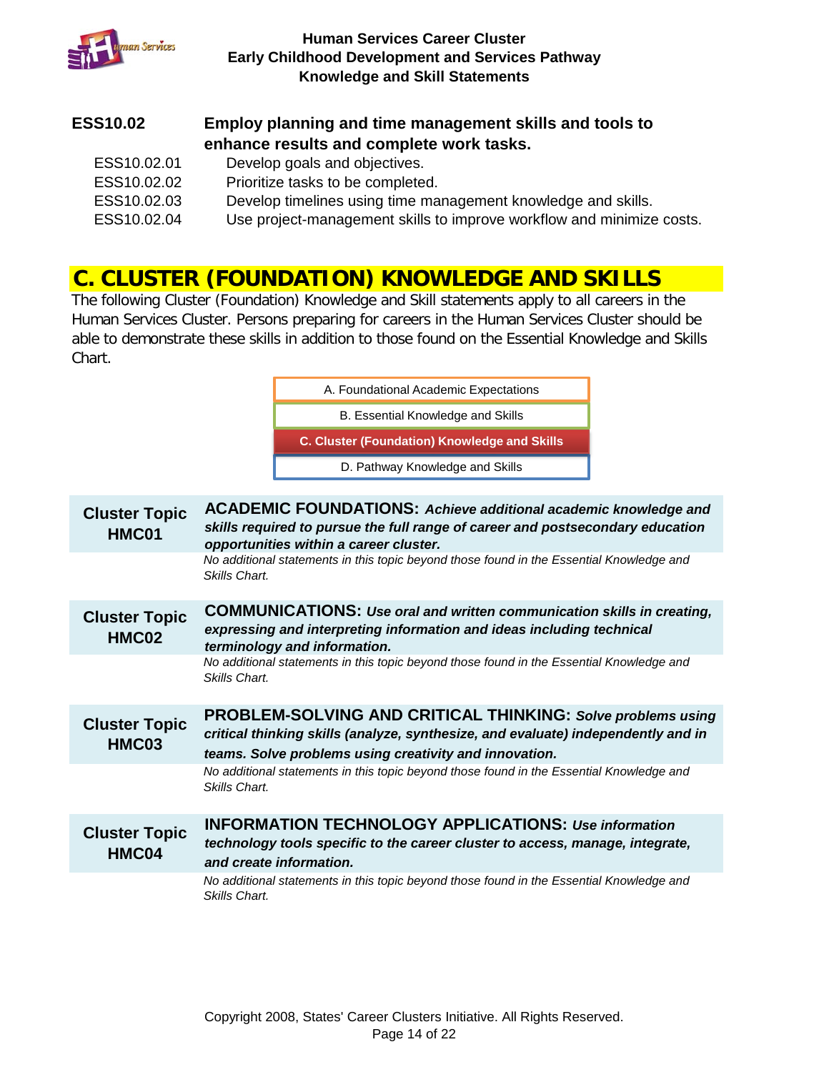**ESS10.02 Employ planning and time management skills and tools to enhance results and complete work tasks.**

| | |
|---|---|
| ESS10.02.01 | Develop goals and objectives. |
| ESS10.02.02 | Prioritize tasks to be completed. |
| ESS10.02.03 | Develop timelines using time management knowledge and skills. |
| ESS10.02.04 | Use project-management skills to improve workflow and minimize costs. |

## C. CLUSTER (FOUNDATION) KNOWLEDGE AND SKILLS

The following Cluster (Foundation) Knowledge and Skill statements apply to all careers in the Human Services Cluster. Persons preparing for careers in the Human Services Cluster should be able to demonstrate these skills in addition to those found on the Essential Knowledge and Skills Chart.

- A. Foundational Academic Expectations
- B. Essential Knowledge and Skills
- **C. Cluster (Foundation) Knowledge and Skills**
- D. Pathway Knowledge and Skills

**Cluster Topic HMC01** — **ACADEMIC FOUNDATIONS:** ***Achieve additional academic knowledge and skills required to pursue the full range of career and postsecondary education opportunities within a career cluster.***

*No additional statements in this topic beyond those found in the Essential Knowledge and Skills Chart.*

**Cluster Topic HMC02** — **COMMUNICATIONS:** ***Use oral and written communication skills in creating, expressing and interpreting information and ideas including technical terminology and information.***

*No additional statements in this topic beyond those found in the Essential Knowledge and Skills Chart.*

**Cluster Topic HMC03** — **PROBLEM-SOLVING AND CRITICAL THINKING:** ***Solve problems using critical thinking skills (analyze, synthesize, and evaluate) independently and in teams. Solve problems using creativity and innovation.***

*No additional statements in this topic beyond those found in the Essential Knowledge and Skills Chart.*

**Cluster Topic HMC04** — **INFORMATION TECHNOLOGY APPLICATIONS:** ***Use information technology tools specific to the career cluster to access, manage, integrate, and create information.***

*No additional statements in this topic beyond those found in the Essential Knowledge and Skills Chart.*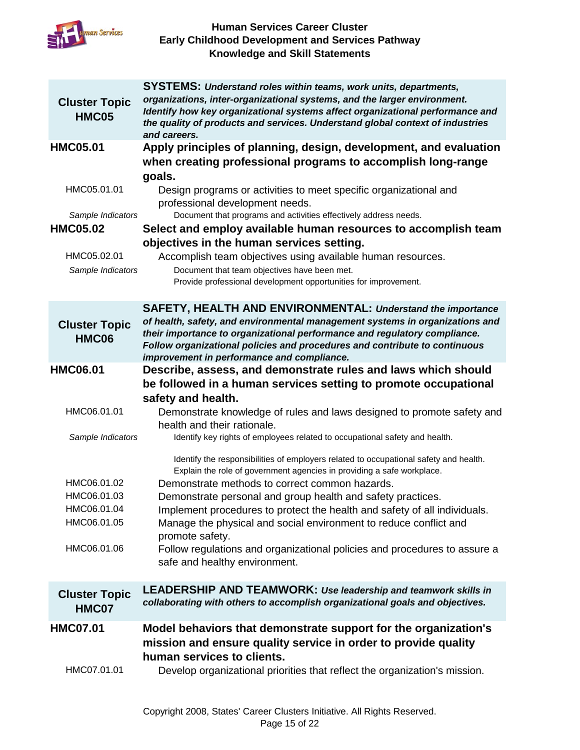## Cluster Topic HMC05

**SYSTEMS:** ***Understand roles within teams, work units, departments, organizations, inter-organizational systems, and the larger environment. Identify how key organizational systems affect organizational performance and the quality of products and services. Understand global context of industries and careers.***

**HMC05.01** **Apply principles of planning, design, development, and evaluation when creating professional programs to accomplish long-range goals.**

HMC05.01.01 Design programs or activities to meet specific organizational and professional development needs.

*Sample Indicators*
- Document that programs and activities effectively address needs.

**HMC05.02** **Select and employ available human resources to accomplish team objectives in the human services setting.**

HMC05.02.01 Accomplish team objectives using available human resources.

*Sample Indicators*
- Document that team objectives have been met.
- Provide professional development opportunities for improvement.

## Cluster Topic HMC06

**SAFETY, HEALTH AND ENVIRONMENTAL:** ***Understand the importance of health, safety, and environmental management systems in organizations and their importance to organizational performance and regulatory compliance. Follow organizational policies and procedures and contribute to continuous improvement in performance and compliance.***

**HMC06.01** **Describe, assess, and demonstrate rules and laws which should be followed in a human services setting to promote occupational safety and health.**

HMC06.01.01 Demonstrate knowledge of rules and laws designed to promote safety and health and their rationale.

*Sample Indicators*
- Identify key rights of employees related to occupational safety and health.
- Identify the responsibilities of employers related to occupational safety and health.
- Explain the role of government agencies in providing a safe workplace.

HMC06.01.02 Demonstrate methods to correct common hazards.

HMC06.01.03 Demonstrate personal and group health and safety practices.

HMC06.01.04 Implement procedures to protect the health and safety of all individuals.

HMC06.01.05 Manage the physical and social environment to reduce conflict and promote safety.

HMC06.01.06 Follow regulations and organizational policies and procedures to assure a safe and healthy environment.

## Cluster Topic HMC07

**LEADERSHIP AND TEAMWORK:** ***Use leadership and teamwork skills in collaborating with others to accomplish organizational goals and objectives.***

**HMC07.01** **Model behaviors that demonstrate support for the organization's mission and ensure quality service in order to provide quality human services to clients.**

HMC07.01.01 Develop organizational priorities that reflect the organization's mission.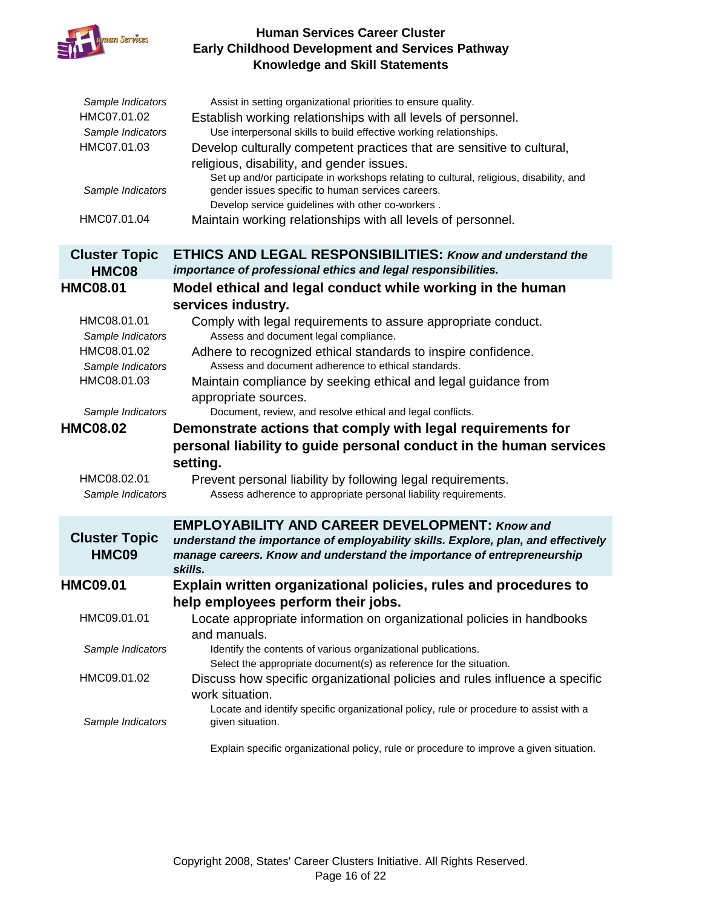*Sample Indicators* — Assist in setting organizational priorities to ensure quality.

HMC07.01.02 — Establish working relationships with all levels of personnel.

*Sample Indicators* — Use interpersonal skills to build effective working relationships.

HMC07.01.03 — Develop culturally competent practices that are sensitive to cultural, religious, disability, and gender issues.

*Sample Indicators* — Set up and/or participate in workshops relating to cultural, religious, disability, and gender issues specific to human services careers.
Develop service guidelines with other co-workers .

HMC07.01.04 — Maintain working relationships with all levels of personnel.

## Cluster Topic HMC08 — ETHICS AND LEGAL RESPONSIBILITIES: *Know and understand the importance of professional ethics and legal responsibilities.*

### HMC08.01 Model ethical and legal conduct while working in the human services industry.

HMC08.01.01 — Comply with legal requirements to assure appropriate conduct.

*Sample Indicators* — Assess and document legal compliance.

HMC08.01.02 — Adhere to recognized ethical standards to inspire confidence.

*Sample Indicators* — Assess and document adherence to ethical standards.

HMC08.01.03 — Maintain compliance by seeking ethical and legal guidance from appropriate sources.

*Sample Indicators* — Document, review, and resolve ethical and legal conflicts.

### HMC08.02 Demonstrate actions that comply with legal requirements for personal liability to guide personal conduct in the human services setting.

HMC08.02.01 — Prevent personal liability by following legal requirements.

*Sample Indicators* — Assess adherence to appropriate personal liability requirements.

## Cluster Topic HMC09 — EMPLOYABILITY AND CAREER DEVELOPMENT: *Know and understand the importance of employability skills. Explore, plan, and effectively manage careers. Know and understand the importance of entrepreneurship skills.*

### HMC09.01 Explain written organizational policies, rules and procedures to help employees perform their jobs.

HMC09.01.01 — Locate appropriate information on organizational policies in handbooks and manuals.

*Sample Indicators* — Identify the contents of various organizational publications.
Select the appropriate document(s) as reference for the situation.

HMC09.01.02 — Discuss how specific organizational policies and rules influence a specific work situation.

*Sample Indicators* — Locate and identify specific organizational policy, rule or procedure to assist with a given situation.

Explain specific organizational policy, rule or procedure to improve a given situation.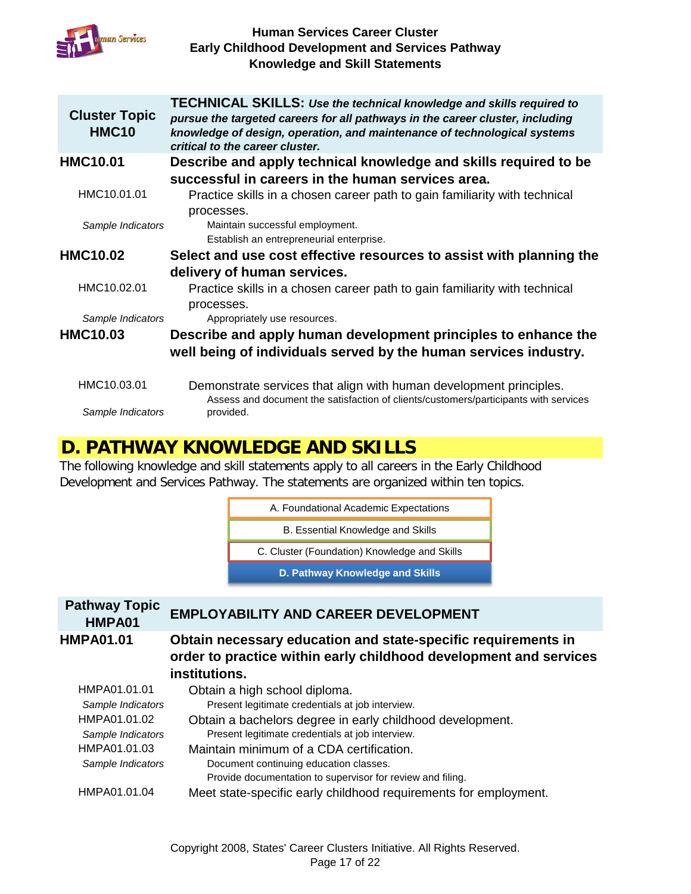| Cluster Topic HMC10 | **TECHNICAL SKILLS:** ***Use the technical knowledge and skills required to pursue the targeted careers for all pathways in the career cluster, including knowledge of design, operation, and maintenance of technological systems critical to the career cluster.*** |
|---|---|
| **HMC10.01** | **Describe and apply technical knowledge and skills required to be successful in careers in the human services area.** |
| HMC10.01.01 | Practice skills in a chosen career path to gain familiarity with technical processes. |
| *Sample Indicators* | Maintain successful employment.<br>Establish an entrepreneurial enterprise. |
| **HMC10.02** | **Select and use cost effective resources to assist with planning the delivery of human services.** |
| HMC10.02.01 | Practice skills in a chosen career path to gain familiarity with technical processes. |
| *Sample Indicators* | Appropriately use resources. |
| **HMC10.03** | **Describe and apply human development principles to enhance the well being of individuals served by the human services industry.** |
| HMC10.03.01 | Demonstrate services that align with human development principles. |
| *Sample Indicators* | Assess and document the satisfaction of clients/customers/participants with services provided. |

## D. PATHWAY KNOWLEDGE AND SKILLS

The following knowledge and skill statements apply to all careers in the Early Childhood Development and Services Pathway. The statements are organized within ten topics.

- A. Foundational Academic Expectations
- B. Essential Knowledge and Skills
- C. Cluster (Foundation) Knowledge and Skills
- **D. Pathway Knowledge and Skills**

| Pathway Topic HMPA01 | EMPLOYABILITY AND CAREER DEVELOPMENT |
|---|---|
| **HMPA01.01** | **Obtain necessary education and state-specific requirements in order to practice within early childhood development and services institutions.** |
| HMPA01.01.01 | Obtain a high school diploma. |
| *Sample Indicators* | Present legitimate credentials at job interview. |
| HMPA01.01.02 | Obtain a bachelors degree in early childhood development. |
| *Sample Indicators* | Present legitimate credentials at job interview. |
| HMPA01.01.03 | Maintain minimum of a CDA certification. |
| *Sample Indicators* | Document continuing education classes.<br>Provide documentation to supervisor for review and filing. |
| HMPA01.01.04 | Meet state-specific early childhood requirements for employment. |

Copyright 2008, States' Career Clusters Initiative. All Rights Reserved.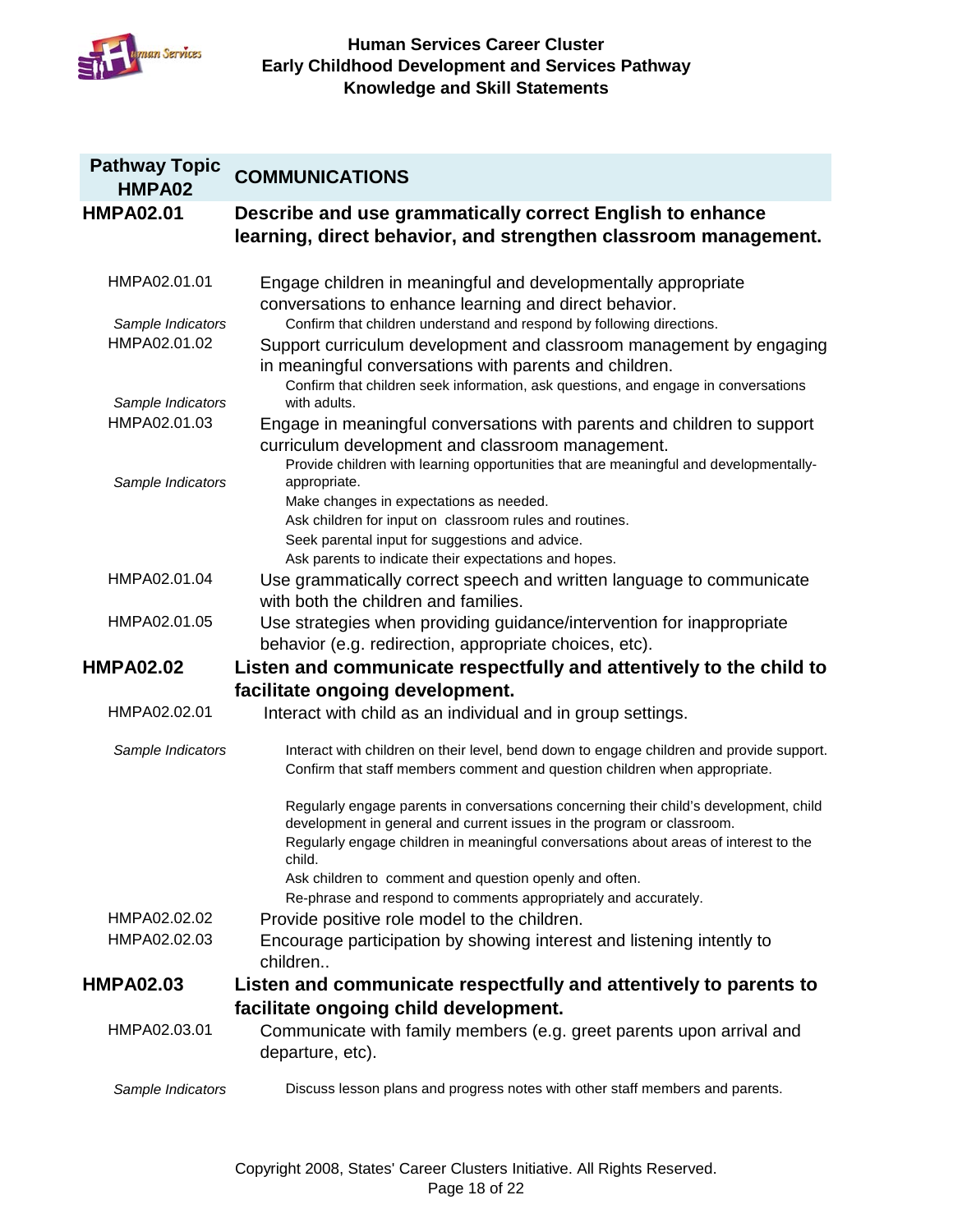# Human Services Career Cluster
## Early Childhood Development and Services Pathway
## Knowledge and Skill Statements

| Pathway Topic HMPA02 | COMMUNICATIONS |
|---|---|
| **HMPA02.01** | **Describe and use grammatically correct English to enhance learning, direct behavior, and strengthen classroom management.** |
| HMPA02.01.01 | Engage children in meaningful and developmentally appropriate conversations to enhance learning and direct behavior. |
| *Sample Indicators* | Confirm that children understand and respond by following directions. |
| HMPA02.01.02 | Support curriculum development and classroom management by engaging in meaningful conversations with parents and children. |
| *Sample Indicators* | Confirm that children seek information, ask questions, and engage in conversations with adults. |
| HMPA02.01.03 | Engage in meaningful conversations with parents and children to support curriculum development and classroom management. |
| *Sample Indicators* | Provide children with learning opportunities that are meaningful and developmentally-appropriate.<br>Make changes in expectations as needed.<br>Ask children for input on classroom rules and routines.<br>Seek parental input for suggestions and advice.<br>Ask parents to indicate their expectations and hopes. |
| HMPA02.01.04 | Use grammatically correct speech and written language to communicate with both the children and families. |
| HMPA02.01.05 | Use strategies when providing guidance/intervention for inappropriate behavior (e.g. redirection, appropriate choices, etc). |
| **HMPA02.02** | **Listen and communicate respectfully and attentively to the child to facilitate ongoing development.** |
| HMPA02.02.01 | Interact with child as an individual and in group settings. |
| *Sample Indicators* | Interact with children on their level, bend down to engage children and provide support.<br>Confirm that staff members comment and question children when appropriate.<br><br>Regularly engage parents in conversations concerning their child's development, child development in general and current issues in the program or classroom.<br>Regularly engage children in meaningful conversations about areas of interest to the child.<br>Ask children to comment and question openly and often.<br>Re-phrase and respond to comments appropriately and accurately. |
| HMPA02.02.02 | Provide positive role model to the children. |
| HMPA02.02.03 | Encourage participation by showing interest and listening intently to children.. |
| **HMPA02.03** | **Listen and communicate respectfully and attentively to parents to facilitate ongoing child development.** |
| HMPA02.03.01 | Communicate with family members (e.g. greet parents upon arrival and departure, etc). |
| *Sample Indicators* | Discuss lesson plans and progress notes with other staff members and parents. |

Copyright 2008, States' Career Clusters Initiative. All Rights Reserved.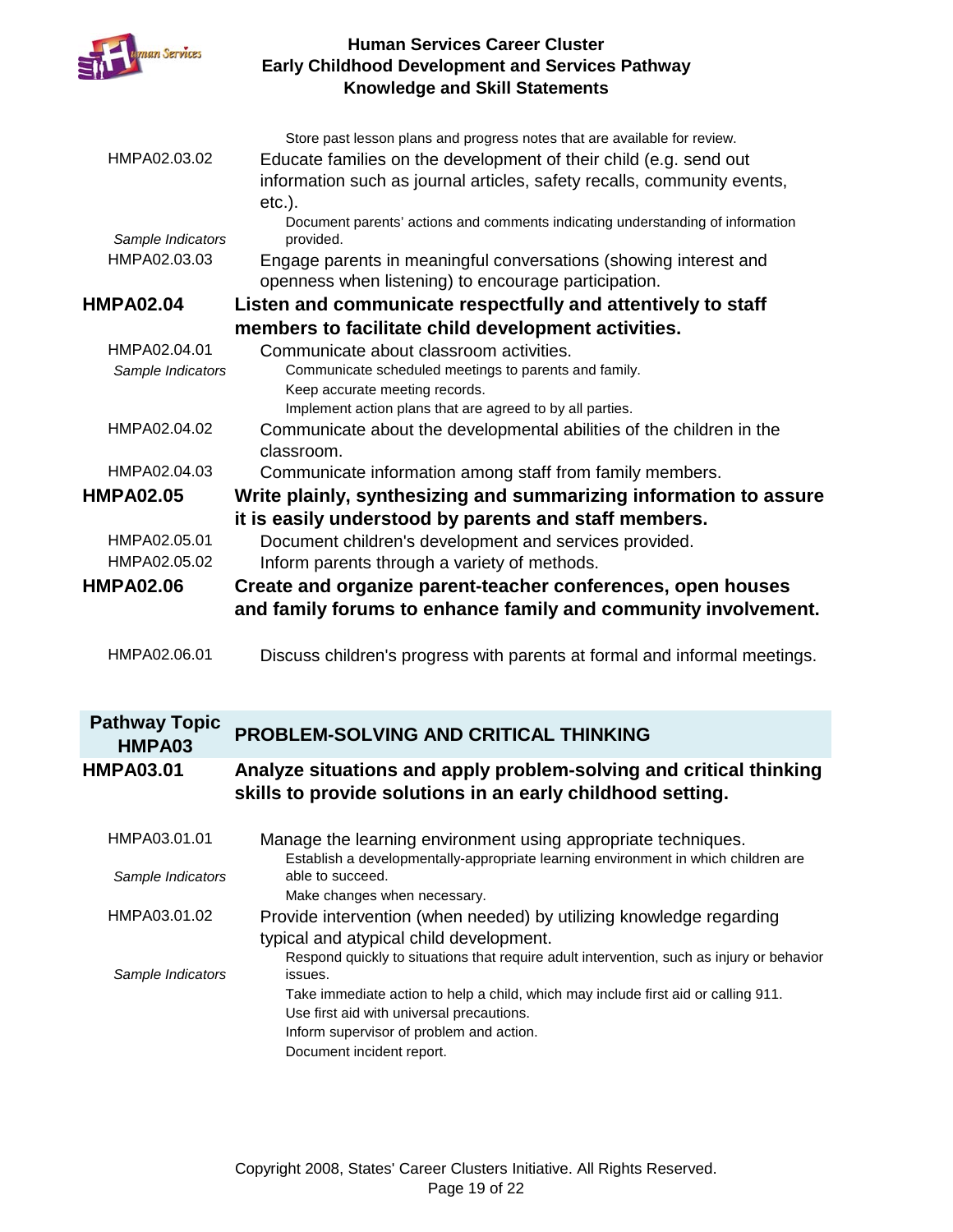Store past lesson plans and progress notes that are available for review.

HMPA02.03.02 Educate families on the development of their child (e.g. send out information such as journal articles, safety recalls, community events, etc.).

*Sample Indicators*
- Document parents' actions and comments indicating understanding of information provided.

HMPA02.03.03 Engage parents in meaningful conversations (showing interest and openness when listening) to encourage participation.

**HMPA02.04 Listen and communicate respectfully and attentively to staff members to facilitate child development activities.**

HMPA02.04.01 Communicate about classroom activities.

*Sample Indicators*
- Communicate scheduled meetings to parents and family.
- Keep accurate meeting records.
- Implement action plans that are agreed to by all parties.

HMPA02.04.02 Communicate about the developmental abilities of the children in the classroom.

HMPA02.04.03 Communicate information among staff from family members.

**HMPA02.05 Write plainly, synthesizing and summarizing information to assure it is easily understood by parents and staff members.**

HMPA02.05.01 Document children's development and services provided.

HMPA02.05.02 Inform parents through a variety of methods.

**HMPA02.06 Create and organize parent-teacher conferences, open houses and family forums to enhance family and community involvement.**

HMPA02.06.01 Discuss children's progress with parents at formal and informal meetings.

## Pathway Topic HMPA03 — PROBLEM-SOLVING AND CRITICAL THINKING

**HMPA03.01 Analyze situations and apply problem-solving and critical thinking skills to provide solutions in an early childhood setting.**

HMPA03.01.01 Manage the learning environment using appropriate techniques.

*Sample Indicators*
- Establish a developmentally-appropriate learning environment in which children are able to succeed.
- Make changes when necessary.

HMPA03.01.02 Provide intervention (when needed) by utilizing knowledge regarding typical and atypical child development.

*Sample Indicators*
- Respond quickly to situations that require adult intervention, such as injury or behavior issues.
- Take immediate action to help a child, which may include first aid or calling 911.
- Use first aid with universal precautions.
- Inform supervisor of problem and action.
- Document incident report.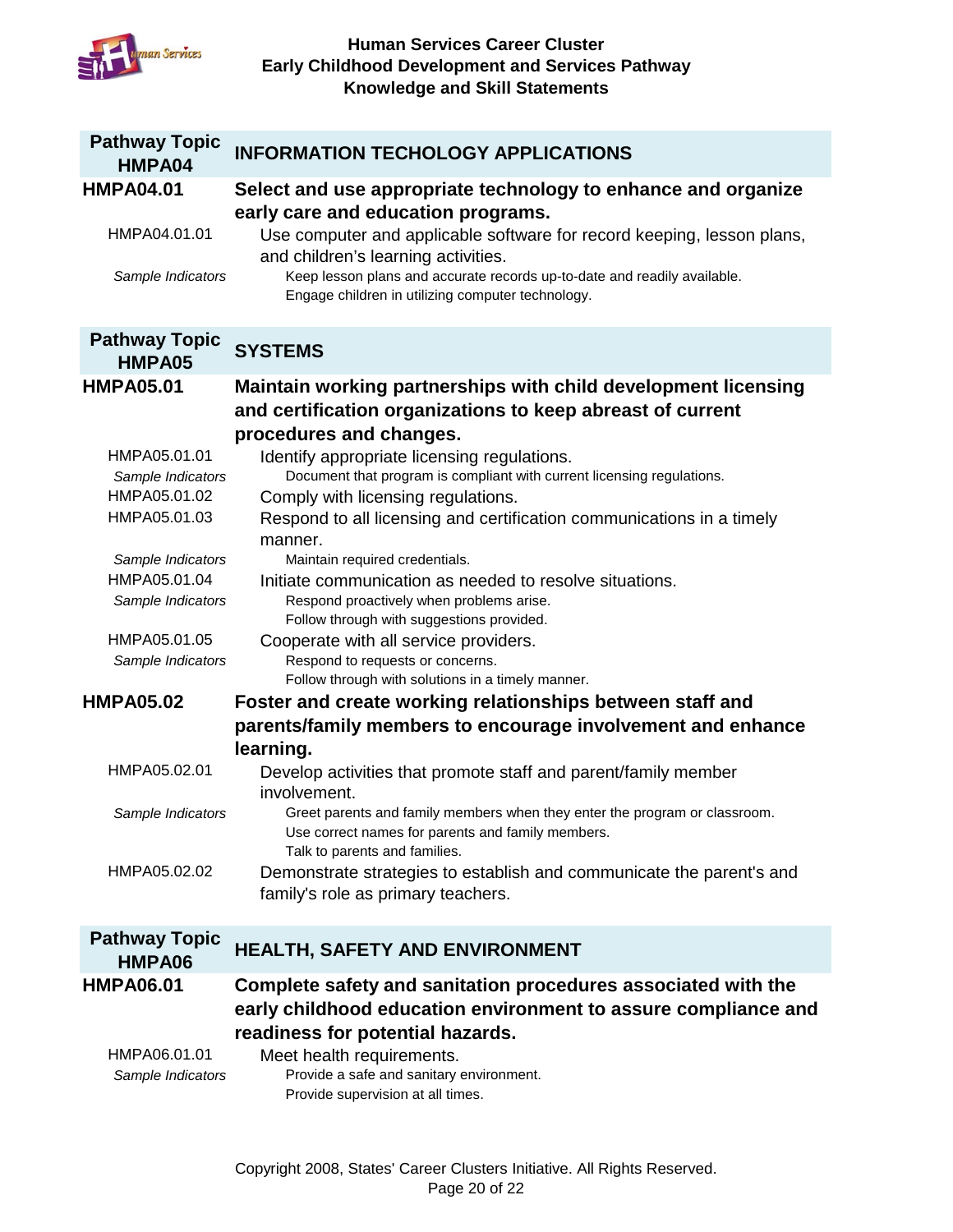## Pathway Topic HMPA04 — INFORMATION TECHOLOGY APPLICATIONS

**HMPA04.01** **Select and use appropriate technology to enhance and organize early care and education programs.**

HMPA04.01.01 Use computer and applicable software for record keeping, lesson plans, and children's learning activities.

*Sample Indicators*
- Keep lesson plans and accurate records up-to-date and readily available.
- Engage children in utilizing computer technology.

## Pathway Topic HMPA05 — SYSTEMS

**HMPA05.01** **Maintain working partnerships with child development licensing and certification organizations to keep abreast of current procedures and changes.**

HMPA05.01.01 Identify appropriate licensing regulations.

*Sample Indicators*
- Document that program is compliant with current licensing regulations.

HMPA05.01.02 Comply with licensing regulations.

HMPA05.01.03 Respond to all licensing and certification communications in a timely manner.

*Sample Indicators*
- Maintain required credentials.

HMPA05.01.04 Initiate communication as needed to resolve situations.

*Sample Indicators*
- Respond proactively when problems arise.
- Follow through with suggestions provided.

HMPA05.01.05 Cooperate with all service providers.

*Sample Indicators*
- Respond to requests or concerns.
- Follow through with solutions in a timely manner.

**HMPA05.02** **Foster and create working relationships between staff and parents/family members to encourage involvement and enhance learning.**

HMPA05.02.01 Develop activities that promote staff and parent/family member involvement.

*Sample Indicators*
- Greet parents and family members when they enter the program or classroom.
- Use correct names for parents and family members.
- Talk to parents and families.

HMPA05.02.02 Demonstrate strategies to establish and communicate the parent's and family's role as primary teachers.

## Pathway Topic HMPA06 — HEALTH, SAFETY AND ENVIRONMENT

**HMPA06.01** **Complete safety and sanitation procedures associated with the early childhood education environment to assure compliance and readiness for potential hazards.**

HMPA06.01.01 Meet health requirements.

*Sample Indicators*
- Provide a safe and sanitary environment.
- Provide supervision at all times.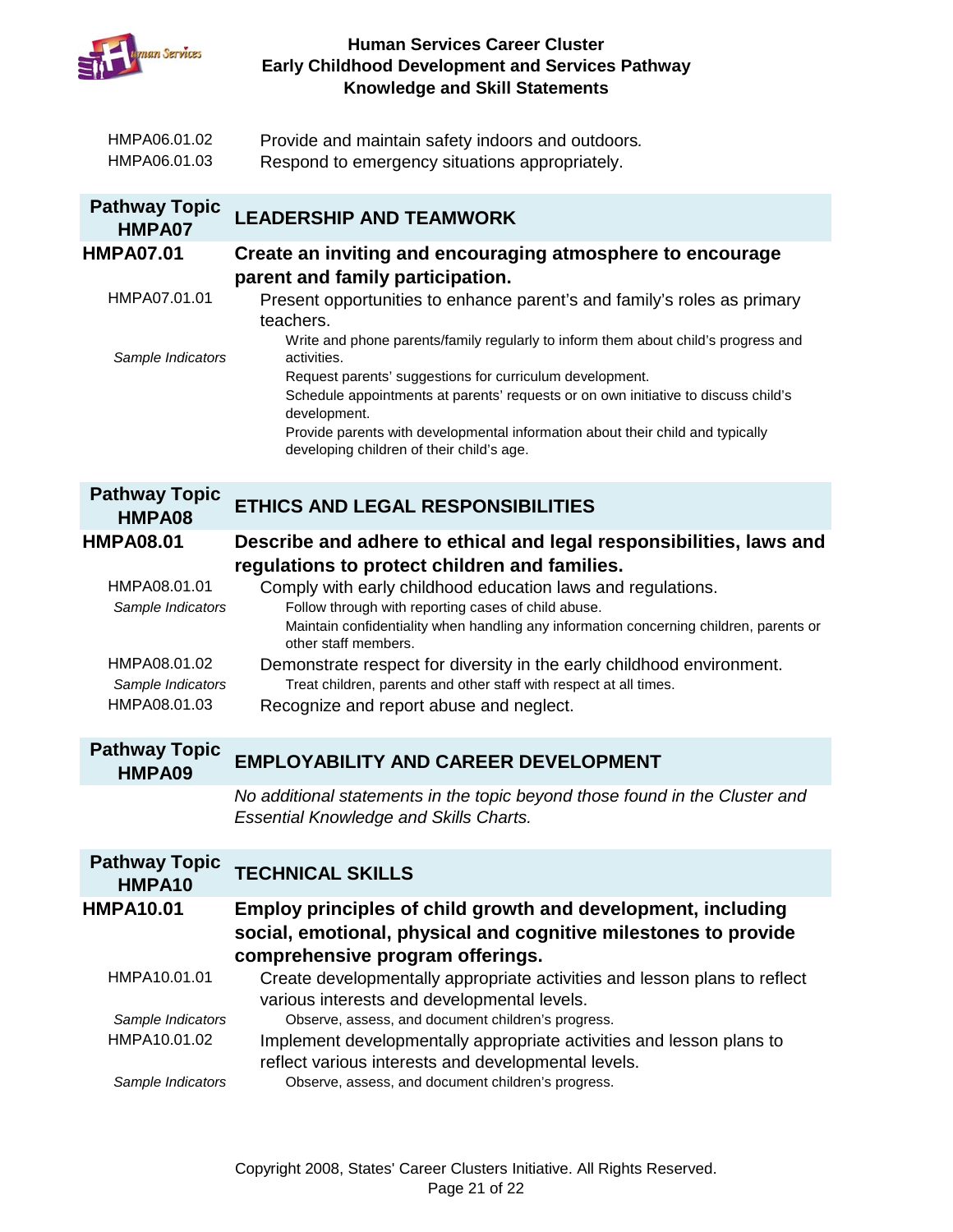HMPA06.01.02 Provide and maintain safety indoors and outdoors.

HMPA06.01.03 Respond to emergency situations appropriately.

## Pathway Topic HMPA07 — LEADERSHIP AND TEAMWORK

**HMPA07.01 Create an inviting and encouraging atmosphere to encourage parent and family participation.**

HMPA07.01.01 Present opportunities to enhance parent's and family's roles as primary teachers.

*Sample Indicators*

- Write and phone parents/family regularly to inform them about child's progress and activities.
- Request parents' suggestions for curriculum development.
- Schedule appointments at parents' requests or on own initiative to discuss child's development.
- Provide parents with developmental information about their child and typically developing children of their child's age.

## Pathway Topic HMPA08 — ETHICS AND LEGAL RESPONSIBILITIES

**HMPA08.01 Describe and adhere to ethical and legal responsibilities, laws and regulations to protect children and families.**

HMPA08.01.01 Comply with early childhood education laws and regulations.

*Sample Indicators*

- Follow through with reporting cases of child abuse.
- Maintain confidentiality when handling any information concerning children, parents or other staff members.

HMPA08.01.02 Demonstrate respect for diversity in the early childhood environment.

*Sample Indicators*

- Treat children, parents and other staff with respect at all times.

HMPA08.01.03 Recognize and report abuse and neglect.

## Pathway Topic HMPA09 — EMPLOYABILITY AND CAREER DEVELOPMENT

*No additional statements in the topic beyond those found in the Cluster and Essential Knowledge and Skills Charts.*

## Pathway Topic HMPA10 — TECHNICAL SKILLS

**HMPA10.01 Employ principles of child growth and development, including social, emotional, physical and cognitive milestones to provide comprehensive program offerings.**

HMPA10.01.01 Create developmentally appropriate activities and lesson plans to reflect various interests and developmental levels.

*Sample Indicators*

- Observe, assess, and document children's progress.

HMPA10.01.02 Implement developmentally appropriate activities and lesson plans to reflect various interests and developmental levels.

*Sample Indicators*

- Observe, assess, and document children's progress.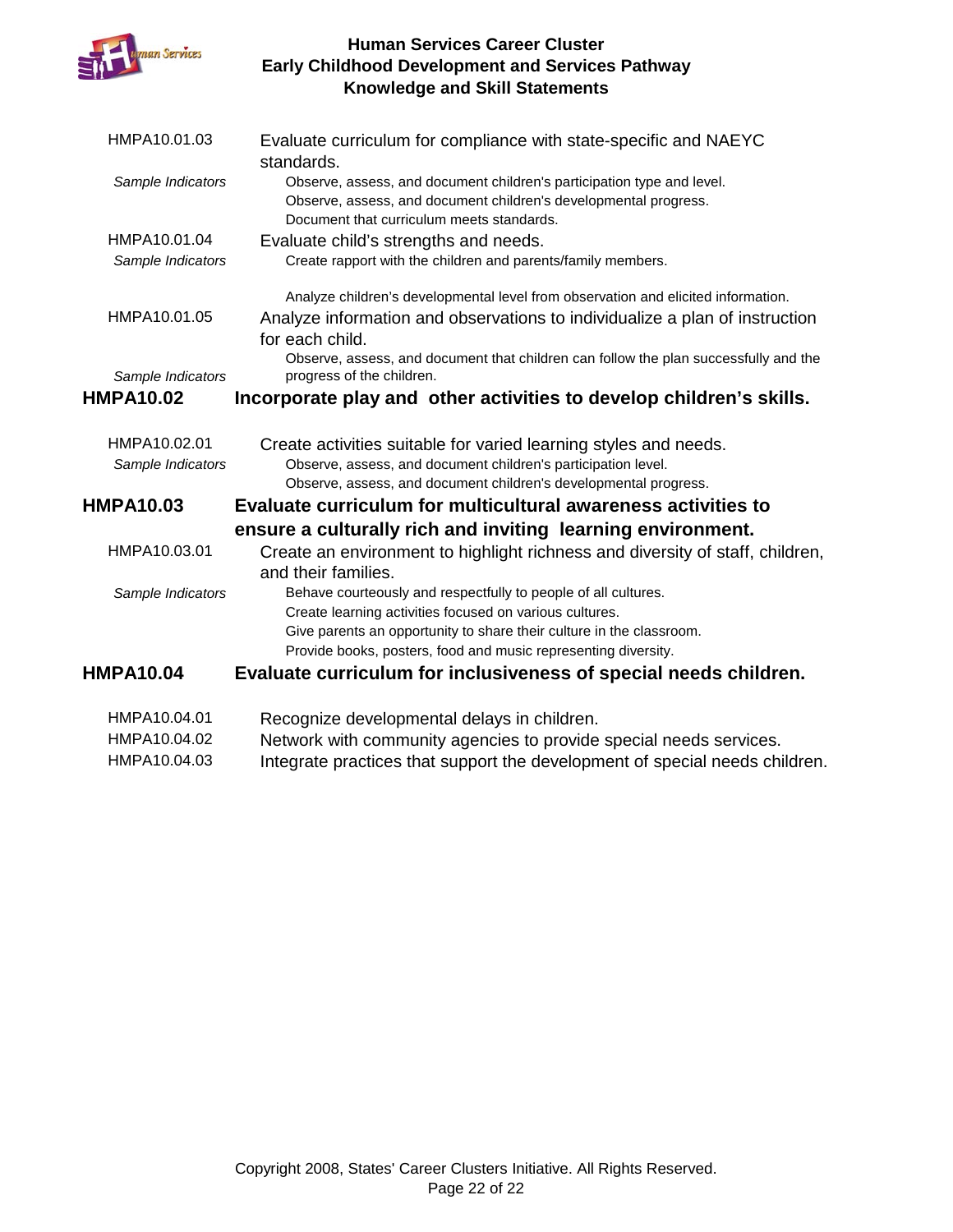| | | |
|---|---|---|
| HMPA10.01.03 | Evaluate curriculum for compliance with state-specific and NAEYC standards. | |
| *Sample Indicators* | Observe, assess, and document children's participation type and level. | |
| | Observe, assess, and document children's developmental progress. | |
| | Document that curriculum meets standards. | |
| HMPA10.01.04 | Evaluate child's strengths and needs. | |
| *Sample Indicators* | Create rapport with the children and parents/family members. | |
| | Analyze children's developmental level from observation and elicited information. | |
| HMPA10.01.05 | Analyze information and observations to individualize a plan of instruction for each child. | |
| *Sample Indicators* | Observe, assess, and document that children can follow the plan successfully and the progress of the children. | |

**HMPA10.02 Incorporate play and other activities to develop children's skills.**

| | |
|---|---|
| HMPA10.02.01 | Create activities suitable for varied learning styles and needs. |
| *Sample Indicators* | Observe, assess, and document children's participation level. |
| | Observe, assess, and document children's developmental progress. |

**HMPA10.03 Evaluate curriculum for multicultural awareness activities to ensure a culturally rich and inviting learning environment.**

| | |
|---|---|
| HMPA10.03.01 | Create an environment to highlight richness and diversity of staff, children, and their families. |
| *Sample Indicators* | Behave courteously and respectfully to people of all cultures. |
| | Create learning activities focused on various cultures. |
| | Give parents an opportunity to share their culture in the classroom. |
| | Provide books, posters, food and music representing diversity. |

**HMPA10.04 Evaluate curriculum for inclusiveness of special needs children.**

| | |
|---|---|
| HMPA10.04.01 | Recognize developmental delays in children. |
| HMPA10.04.02 | Network with community agencies to provide special needs services. |
| HMPA10.04.03 | Integrate practices that support the development of special needs children. |

Copyright 2008, States' Career Clusters Initiative. All Rights Reserved.